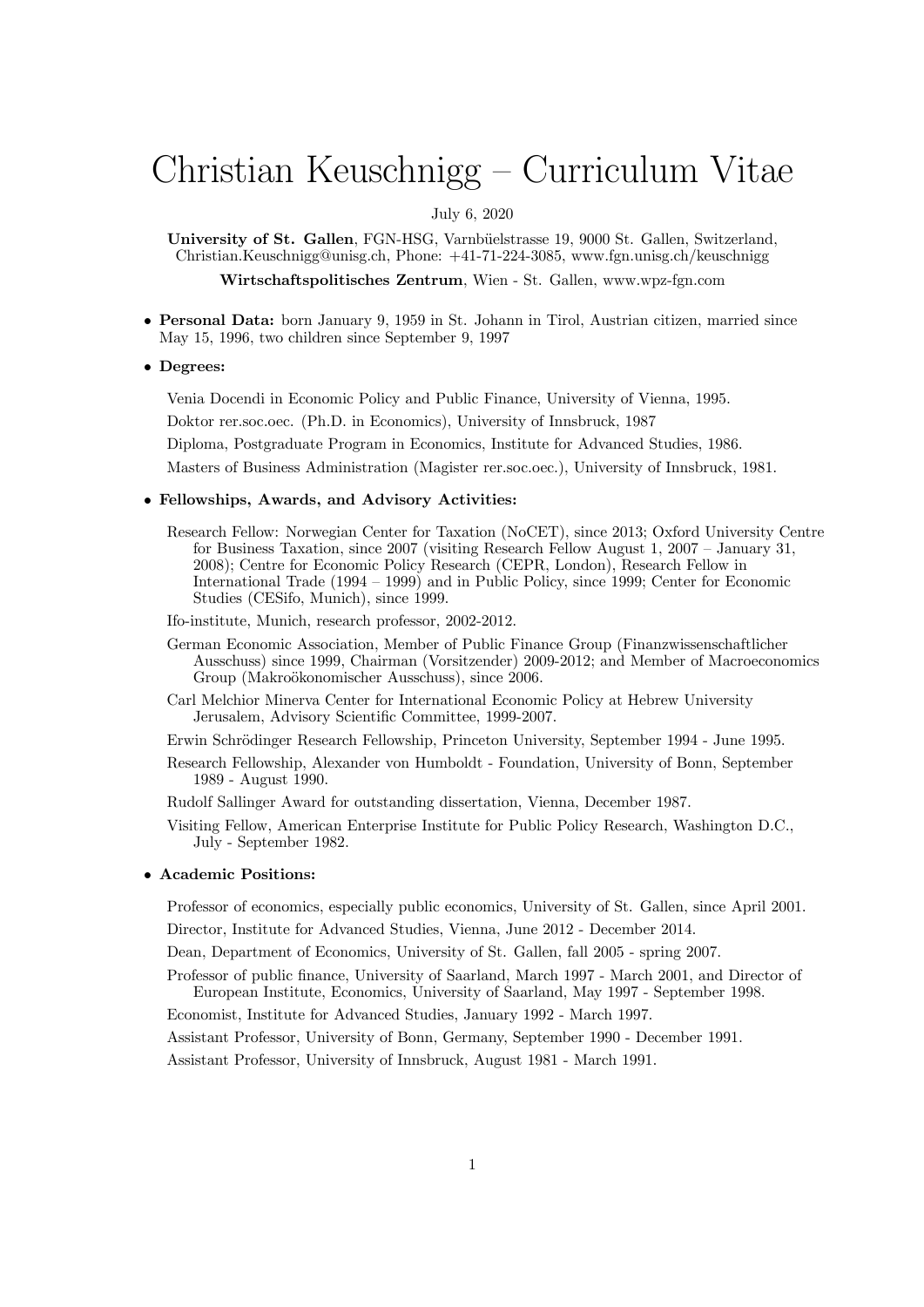# Christian Keuschnigg – Curriculum Vitae

July 6, 2020

**University of St. Gallen**, FGN-HSG, Varnbüelstrasse 19, 9000 St. Gallen, Switzerland, Christian.Keuschnigg@unisg.ch, Phone: +41-71-224-3085, www.fgn.unisg.ch/keuschnigg

**Wirtschaftspolitisches Zentrum**, Wien - St. Gallen, www.wpz-fgn.com

- **Personal Data:** born January 9, 1959 in St. Johann in Tirol, Austrian citizen, married since May 15, 1996, two children since September 9, 1997

- **Degrees:**

  Venia Docendi in Economic Policy and Public Finance, University of Vienna, 1995.

  Doktor rer.soc.oec. (Ph.D. in Economics), University of Innsbruck, 1987

  Diploma, Postgraduate Program in Economics, Institute for Advanced Studies, 1986.

  Masters of Business Administration (Magister rer.soc.oec.), University of Innsbruck, 1981.

- **Fellowships, Awards, and Advisory Activities:**

  Research Fellow: Norwegian Center for Taxation (NoCET), since 2013; Oxford University Centre for Business Taxation, since 2007 (visiting Research Fellow August 1, 2007 – January 31, 2008); Centre for Economic Policy Research (CEPR, London), Research Fellow in International Trade (1994 – 1999) and in Public Policy, since 1999; Center for Economic Studies (CESifo, Munich), since 1999.

  Ifo-institute, Munich, research professor, 2002-2012.

  German Economic Association, Member of Public Finance Group (Finanzwissenschaftlicher Ausschuss) since 1999, Chairman (Vorsitzender) 2009-2012; and Member of Macroeconomics Group (Makroökonomischer Ausschuss), since 2006.

  Carl Melchior Minerva Center for International Economic Policy at Hebrew University Jerusalem, Advisory Scientific Committee, 1999-2007.

  Erwin Schrödinger Research Fellowship, Princeton University, September 1994 - June 1995.

  Research Fellowship, Alexander von Humboldt - Foundation, University of Bonn, September 1989 - August 1990.

  Rudolf Sallinger Award for outstanding dissertation, Vienna, December 1987.

  Visiting Fellow, American Enterprise Institute for Public Policy Research, Washington D.C., July - September 1982.

- **Academic Positions:**

  Professor of economics, especially public economics, University of St. Gallen, since April 2001.

  Director, Institute for Advanced Studies, Vienna, June 2012 - December 2014.

  Dean, Department of Economics, University of St. Gallen, fall 2005 - spring 2007.

  Professor of public finance, University of Saarland, March 1997 - March 2001, and Director of European Institute, Economics, University of Saarland, May 1997 - September 1998.

  Economist, Institute for Advanced Studies, January 1992 - March 1997.

  Assistant Professor, University of Bonn, Germany, September 1990 - December 1991.

  Assistant Professor, University of Innsbruck, August 1981 - March 1991.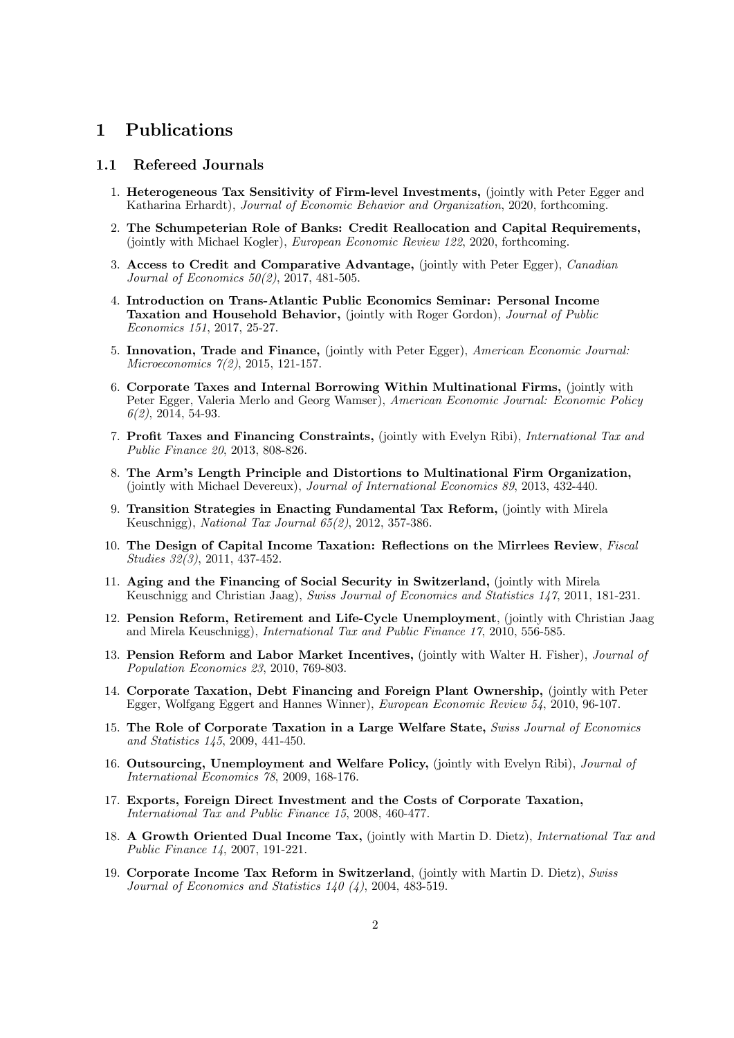# 1 Publications

## 1.1 Refereed Journals

1. **Heterogeneous Tax Sensitivity of Firm-level Investments,** (jointly with Peter Egger and Katharina Erhardt), *Journal of Economic Behavior and Organization*, 2020, forthcoming.
2. **The Schumpeterian Role of Banks: Credit Reallocation and Capital Requirements,** (jointly with Michael Kogler), *European Economic Review 122*, 2020, forthcoming.
3. **Access to Credit and Comparative Advantage,** (jointly with Peter Egger), *Canadian Journal of Economics 50(2)*, 2017, 481-505.
4. **Introduction on Trans-Atlantic Public Economics Seminar: Personal Income Taxation and Household Behavior,** (jointly with Roger Gordon), *Journal of Public Economics 151*, 2017, 25-27.
5. **Innovation, Trade and Finance,** (jointly with Peter Egger), *American Economic Journal: Microeconomics 7(2)*, 2015, 121-157.
6. **Corporate Taxes and Internal Borrowing Within Multinational Firms,** (jointly with Peter Egger, Valeria Merlo and Georg Wamser), *American Economic Journal: Economic Policy 6(2)*, 2014, 54-93.
7. **Profit Taxes and Financing Constraints,** (jointly with Evelyn Ribi), *International Tax and Public Finance 20*, 2013, 808-826.
8. **The Arm's Length Principle and Distortions to Multinational Firm Organization,** (jointly with Michael Devereux), *Journal of International Economics 89*, 2013, 432-440.
9. **Transition Strategies in Enacting Fundamental Tax Reform,** (jointly with Mirela Keuschnigg), *National Tax Journal 65(2)*, 2012, 357-386.
10. **The Design of Capital Income Taxation: Reflections on the Mirrlees Review**, *Fiscal Studies 32(3)*, 2011, 437-452.
11. **Aging and the Financing of Social Security in Switzerland,** (jointly with Mirela Keuschnigg and Christian Jaag), *Swiss Journal of Economics and Statistics 147*, 2011, 181-231.
12. **Pension Reform, Retirement and Life-Cycle Unemployment**, (jointly with Christian Jaag and Mirela Keuschnigg), *International Tax and Public Finance 17*, 2010, 556-585.
13. **Pension Reform and Labor Market Incentives,** (jointly with Walter H. Fisher), *Journal of Population Economics 23*, 2010, 769-803.
14. **Corporate Taxation, Debt Financing and Foreign Plant Ownership,** (jointly with Peter Egger, Wolfgang Eggert and Hannes Winner), *European Economic Review 54*, 2010, 96-107.
15. **The Role of Corporate Taxation in a Large Welfare State,** *Swiss Journal of Economics and Statistics 145*, 2009, 441-450.
16. **Outsourcing, Unemployment and Welfare Policy,** (jointly with Evelyn Ribi), *Journal of International Economics 78*, 2009, 168-176.
17. **Exports, Foreign Direct Investment and the Costs of Corporate Taxation,** *International Tax and Public Finance 15*, 2008, 460-477.
18. **A Growth Oriented Dual Income Tax,** (jointly with Martin D. Dietz), *International Tax and Public Finance 14*, 2007, 191-221.
19. **Corporate Income Tax Reform in Switzerland**, (jointly with Martin D. Dietz), *Swiss Journal of Economics and Statistics 140 (4)*, 2004, 483-519.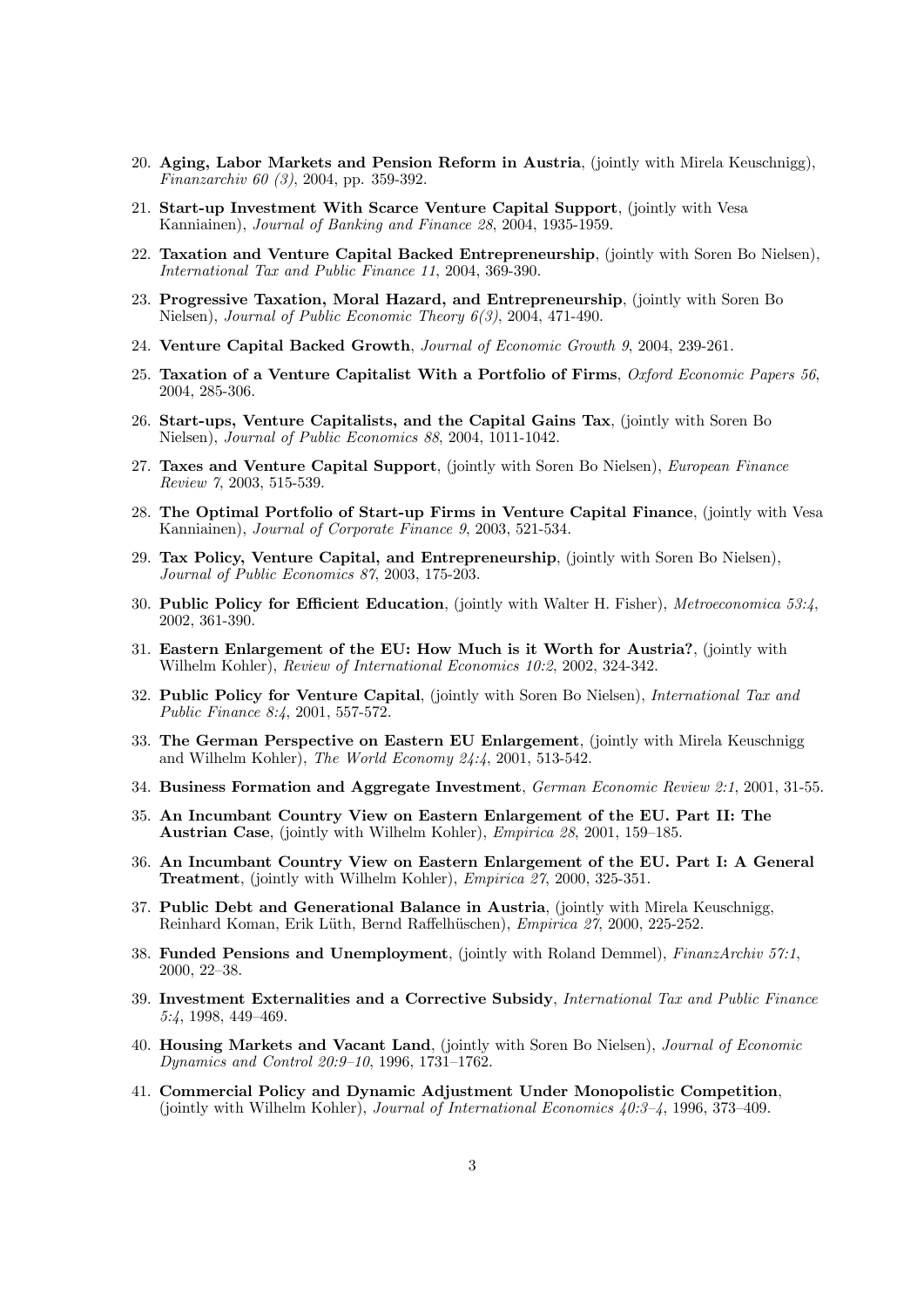20. **Aging, Labor Markets and Pension Reform in Austria**, (jointly with Mirela Keuschnigg), *Finanzarchiv 60 (3)*, 2004, pp. 359-392.
21. **Start-up Investment With Scarce Venture Capital Support**, (jointly with Vesa Kanniainen), *Journal of Banking and Finance 28*, 2004, 1935-1959.
22. **Taxation and Venture Capital Backed Entrepreneurship**, (jointly with Soren Bo Nielsen), *International Tax and Public Finance 11*, 2004, 369-390.
23. **Progressive Taxation, Moral Hazard, and Entrepreneurship**, (jointly with Soren Bo Nielsen), *Journal of Public Economic Theory 6(3)*, 2004, 471-490.
24. **Venture Capital Backed Growth**, *Journal of Economic Growth 9*, 2004, 239-261.
25. **Taxation of a Venture Capitalist With a Portfolio of Firms**, *Oxford Economic Papers 56*, 2004, 285-306.
26. **Start-ups, Venture Capitalists, and the Capital Gains Tax**, (jointly with Soren Bo Nielsen), *Journal of Public Economics 88*, 2004, 1011-1042.
27. **Taxes and Venture Capital Support**, (jointly with Soren Bo Nielsen), *European Finance Review 7*, 2003, 515-539.
28. **The Optimal Portfolio of Start-up Firms in Venture Capital Finance**, (jointly with Vesa Kanniainen), *Journal of Corporate Finance 9*, 2003, 521-534.
29. **Tax Policy, Venture Capital, and Entrepreneurship**, (jointly with Soren Bo Nielsen), *Journal of Public Economics 87*, 2003, 175-203.
30. **Public Policy for Efficient Education**, (jointly with Walter H. Fisher), *Metroeconomica 53:4*, 2002, 361-390.
31. **Eastern Enlargement of the EU: How Much is it Worth for Austria?**, (jointly with Wilhelm Kohler), *Review of International Economics 10:2*, 2002, 324-342.
32. **Public Policy for Venture Capital**, (jointly with Soren Bo Nielsen), *International Tax and Public Finance 8:4*, 2001, 557-572.
33. **The German Perspective on Eastern EU Enlargement**, (jointly with Mirela Keuschnigg and Wilhelm Kohler), *The World Economy 24:4*, 2001, 513-542.
34. **Business Formation and Aggregate Investment**, *German Economic Review 2:1*, 2001, 31-55.
35. **An Incumbant Country View on Eastern Enlargement of the EU. Part II: The Austrian Case**, (jointly with Wilhelm Kohler), *Empirica 28*, 2001, 159–185.
36. **An Incumbant Country View on Eastern Enlargement of the EU. Part I: A General Treatment**, (jointly with Wilhelm Kohler), *Empirica 27*, 2000, 325-351.
37. **Public Debt and Generational Balance in Austria**, (jointly with Mirela Keuschnigg, Reinhard Koman, Erik Lüth, Bernd Raffelhüschen), *Empirica 27*, 2000, 225-252.
38. **Funded Pensions and Unemployment**, (jointly with Roland Demmel), *FinanzArchiv 57:1*, 2000, 22–38.
39. **Investment Externalities and a Corrective Subsidy**, *International Tax and Public Finance 5:4*, 1998, 449–469.
40. **Housing Markets and Vacant Land**, (jointly with Soren Bo Nielsen), *Journal of Economic Dynamics and Control 20:9–10*, 1996, 1731–1762.
41. **Commercial Policy and Dynamic Adjustment Under Monopolistic Competition**, (jointly with Wilhelm Kohler), *Journal of International Economics 40:3–4*, 1996, 373–409.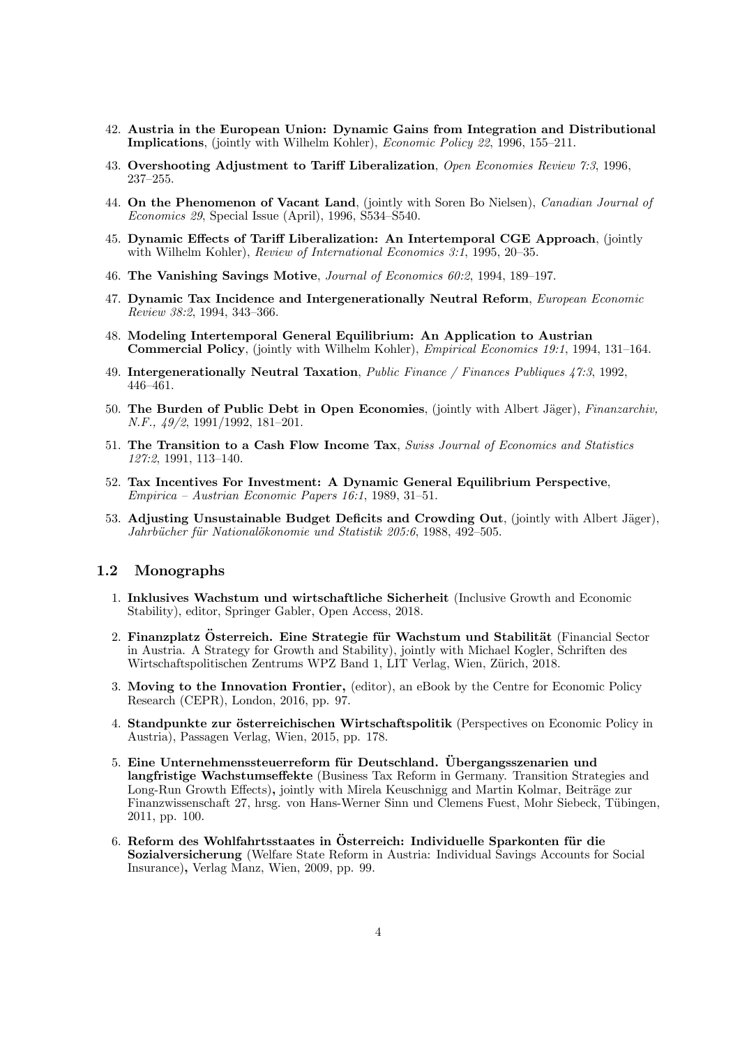42. **Austria in the European Union: Dynamic Gains from Integration and Distributional Implications**, (jointly with Wilhelm Kohler), *Economic Policy 22*, 1996, 155–211.

43. **Overshooting Adjustment to Tariff Liberalization**, *Open Economies Review 7:3*, 1996, 237–255.

44. **On the Phenomenon of Vacant Land**, (jointly with Soren Bo Nielsen), *Canadian Journal of Economics 29*, Special Issue (April), 1996, S534–S540.

45. **Dynamic Effects of Tariff Liberalization: An Intertemporal CGE Approach**, (jointly with Wilhelm Kohler), *Review of International Economics 3:1*, 1995, 20–35.

46. **The Vanishing Savings Motive**, *Journal of Economics 60:2*, 1994, 189–197.

47. **Dynamic Tax Incidence and Intergenerationally Neutral Reform**, *European Economic Review 38:2*, 1994, 343–366.

48. **Modeling Intertemporal General Equilibrium: An Application to Austrian Commercial Policy**, (jointly with Wilhelm Kohler), *Empirical Economics 19:1*, 1994, 131–164.

49. **Intergenerationally Neutral Taxation**, *Public Finance / Finances Publiques 47:3*, 1992, 446–461.

50. **The Burden of Public Debt in Open Economies**, (jointly with Albert Jäger), *Finanzarchiv, N.F., 49/2*, 1991/1992, 181–201.

51. **The Transition to a Cash Flow Income Tax**, *Swiss Journal of Economics and Statistics 127:2*, 1991, 113–140.

52. **Tax Incentives For Investment: A Dynamic General Equilibrium Perspective**, *Empirica – Austrian Economic Papers 16:1*, 1989, 31–51.

53. **Adjusting Unsustainable Budget Deficits and Crowding Out**, (jointly with Albert Jäger), *Jahrbücher für Nationalökonomie und Statistik 205:6*, 1988, 492–505.

## 1.2 Monographs

1. **Inklusives Wachstum und wirtschaftliche Sicherheit** (Inclusive Growth and Economic Stability), editor, Springer Gabler, Open Access, 2018.

2. **Finanzplatz Österreich. Eine Strategie für Wachstum und Stabilität** (Financial Sector in Austria. A Strategy for Growth and Stability), jointly with Michael Kogler, Schriften des Wirtschaftspolitischen Zentrums WPZ Band 1, LIT Verlag, Wien, Zürich, 2018.

3. **Moving to the Innovation Frontier,** (editor), an eBook by the Centre for Economic Policy Research (CEPR), London, 2016, pp. 97.

4. **Standpunkte zur österreichischen Wirtschaftspolitik** (Perspectives on Economic Policy in Austria), Passagen Verlag, Wien, 2015, pp. 178.

5. **Eine Unternehmenssteuerreform für Deutschland. Übergangsszenarien und langfristige Wachstumseffekte** (Business Tax Reform in Germany. Transition Strategies and Long-Run Growth Effects)**,** jointly with Mirela Keuschnigg and Martin Kolmar, Beiträge zur Finanzwissenschaft 27, hrsg. von Hans-Werner Sinn und Clemens Fuest, Mohr Siebeck, Tübingen, 2011, pp. 100.

6. **Reform des Wohlfahrtsstaates in Österreich: Individuelle Sparkonten für die Sozialversicherung** (Welfare State Reform in Austria: Individual Savings Accounts for Social Insurance)**,** Verlag Manz, Wien, 2009, pp. 99.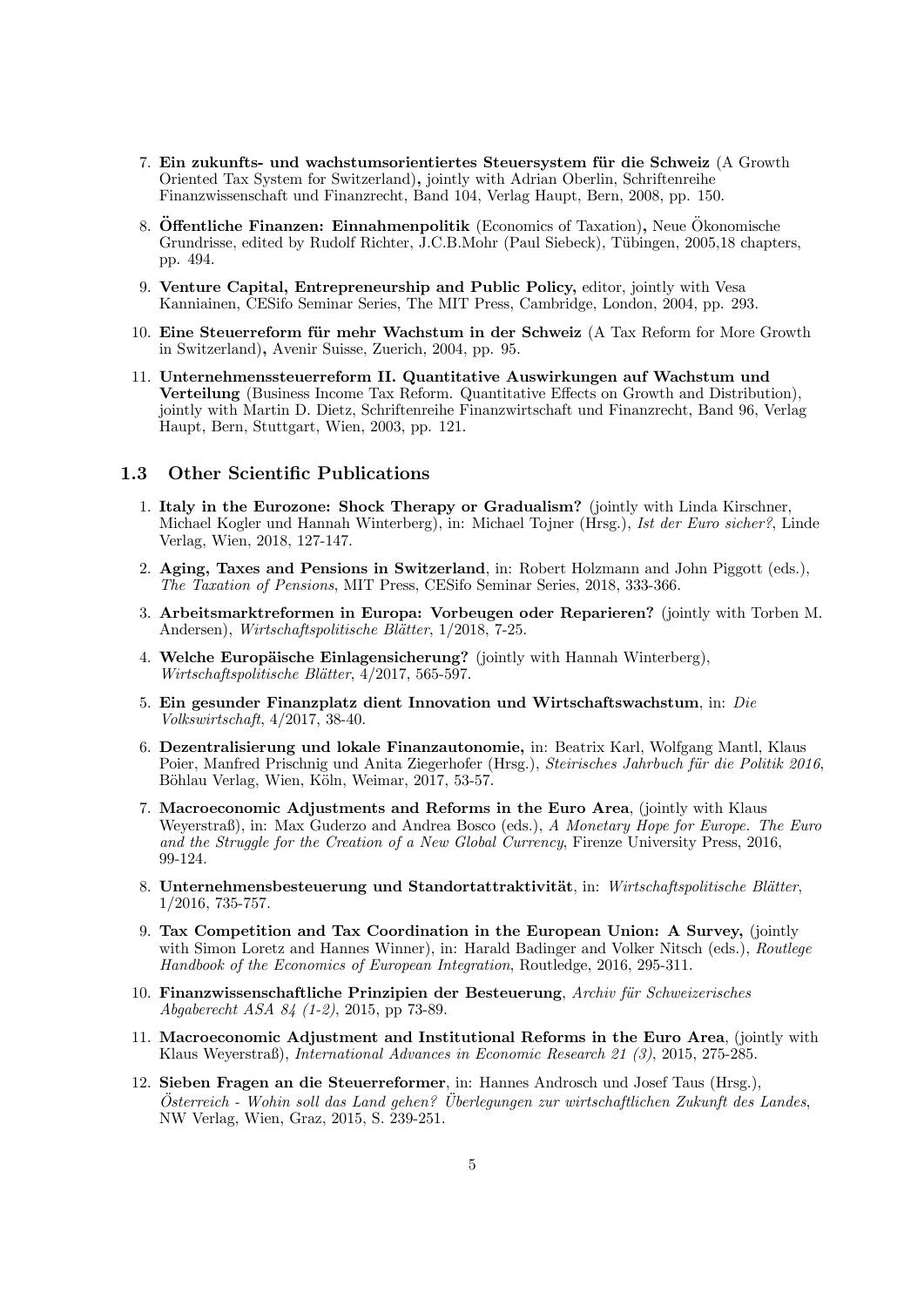7. **Ein zukunfts- und wachstumsorientiertes Steuersystem für die Schweiz** (A Growth Oriented Tax System for Switzerland)**,** jointly with Adrian Oberlin, Schriftenreihe Finanzwissenschaft und Finanzrecht, Band 104, Verlag Haupt, Bern, 2008, pp. 150.

8. **Öffentliche Finanzen: Einnahmenpolitik** (Economics of Taxation)**,** Neue Ökonomische Grundrisse, edited by Rudolf Richter, J.C.B.Mohr (Paul Siebeck), Tübingen, 2005,18 chapters, pp. 494.

9. **Venture Capital, Entrepreneurship and Public Policy,** editor, jointly with Vesa Kanniainen, CESifo Seminar Series, The MIT Press, Cambridge, London, 2004, pp. 293.

10. **Eine Steuerreform für mehr Wachstum in der Schweiz** (A Tax Reform for More Growth in Switzerland)**,** Avenir Suisse, Zuerich, 2004, pp. 95.

11. **Unternehmenssteuerreform II. Quantitative Auswirkungen auf Wachstum und Verteilung** (Business Income Tax Reform. Quantitative Effects on Growth and Distribution), jointly with Martin D. Dietz, Schriftenreihe Finanzwirtschaft und Finanzrecht, Band 96, Verlag Haupt, Bern, Stuttgart, Wien, 2003, pp. 121.

### 1.3 Other Scientific Publications

1. **Italy in the Eurozone: Shock Therapy or Gradualism?** (jointly with Linda Kirschner, Michael Kogler und Hannah Winterberg), in: Michael Tojner (Hrsg.), *Ist der Euro sicher?*, Linde Verlag, Wien, 2018, 127-147.

2. **Aging, Taxes and Pensions in Switzerland**, in: Robert Holzmann and John Piggott (eds.), *The Taxation of Pensions*, MIT Press, CESifo Seminar Series, 2018, 333-366.

3. **Arbeitsmarktreformen in Europa: Vorbeugen oder Reparieren?** (jointly with Torben M. Andersen), *Wirtschaftspolitische Blätter*, 1/2018, 7-25.

4. **Welche Europäische Einlagensicherung?** (jointly with Hannah Winterberg), *Wirtschaftspolitische Blätter*, 4/2017, 565-597.

5. **Ein gesunder Finanzplatz dient Innovation und Wirtschaftswachstum**, in: *Die Volkswirtschaft*, 4/2017, 38-40.

6. **Dezentralisierung und lokale Finanzautonomie,** in: Beatrix Karl, Wolfgang Mantl, Klaus Poier, Manfred Prischnig und Anita Ziegerhofer (Hrsg.), *Steirisches Jahrbuch für die Politik 2016*, Böhlau Verlag, Wien, Köln, Weimar, 2017, 53-57.

7. **Macroeconomic Adjustments and Reforms in the Euro Area**, (jointly with Klaus Weyerstraß), in: Max Guderzo and Andrea Bosco (eds.), *A Monetary Hope for Europe. The Euro and the Struggle for the Creation of a New Global Currency*, Firenze University Press, 2016, 99-124.

8. **Unternehmensbesteuerung und Standortattraktivität**, in: *Wirtschaftspolitische Blätter*, 1/2016, 735-757.

9. **Tax Competition and Tax Coordination in the European Union: A Survey,** (jointly with Simon Loretz and Hannes Winner), in: Harald Badinger and Volker Nitsch (eds.), *Routlege Handbook of the Economics of European Integration*, Routledge, 2016, 295-311.

10. **Finanzwissenschaftliche Prinzipien der Besteuerung**, *Archiv für Schweizerisches Abgaberecht ASA 84 (1-2)*, 2015, pp 73-89.

11. **Macroeconomic Adjustment and Institutional Reforms in the Euro Area**, (jointly with Klaus Weyerstraß), *International Advances in Economic Research 21 (3)*, 2015, 275-285.

12. **Sieben Fragen an die Steuerreformer**, in: Hannes Androsch und Josef Taus (Hrsg.), *Österreich - Wohin soll das Land gehen? Überlegungen zur wirtschaftlichen Zukunft des Landes*, NW Verlag, Wien, Graz, 2015, S. 239-251.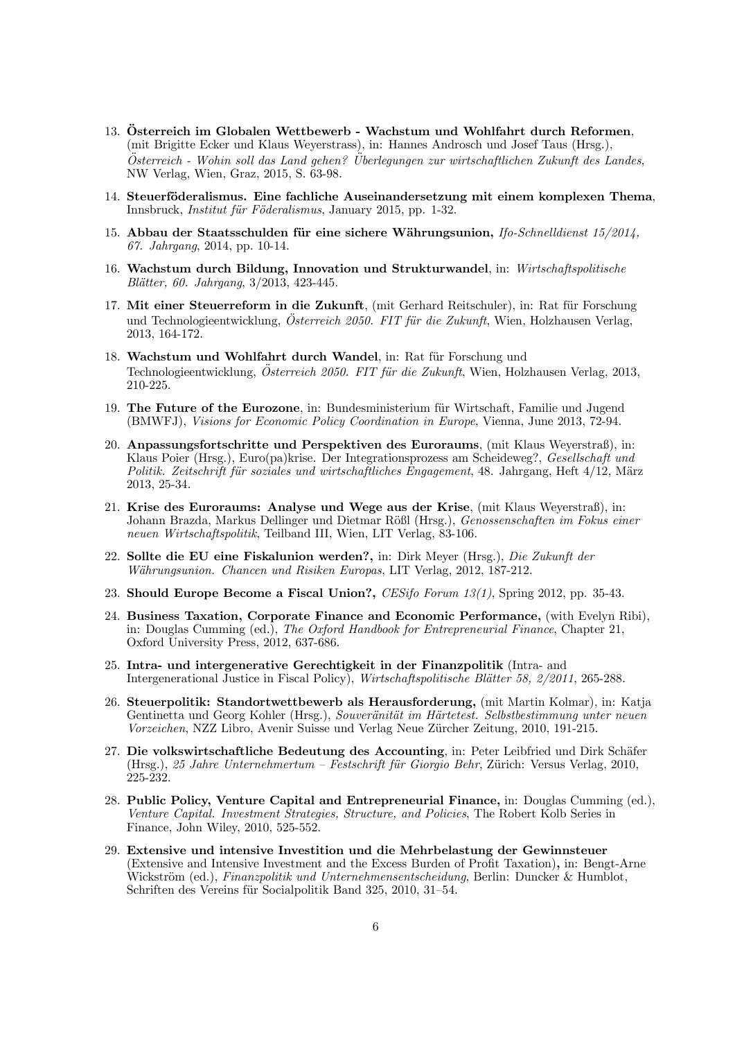13. **Österreich im Globalen Wettbewerb - Wachstum und Wohlfahrt durch Reformen**, (mit Brigitte Ecker und Klaus Weyerstrass), in: Hannes Androsch und Josef Taus (Hrsg.), *Österreich - Wohin soll das Land gehen? Überlegungen zur wirtschaftlichen Zukunft des Landes*, NW Verlag, Wien, Graz, 2015, S. 63-98.

14. **Steuerföderalismus. Eine fachliche Auseinandersetzung mit einem komplexen Thema**, Innsbruck, *Institut für Föderalismus*, January 2015, pp. 1-32.

15. **Abbau der Staatsschulden für eine sichere Währungsunion,** *Ifo-Schnelldienst 15/2014, 67. Jahrgang*, 2014, pp. 10-14.

16. **Wachstum durch Bildung, Innovation und Strukturwandel**, in: *Wirtschaftspolitische Blätter, 60. Jahrgang*, 3/2013, 423-445.

17. **Mit einer Steuerreform in die Zukunft**, (mit Gerhard Reitschuler), in: Rat für Forschung und Technologieentwicklung, *Österreich 2050. FIT für die Zukunft*, Wien, Holzhausen Verlag, 2013, 164-172.

18. **Wachstum und Wohlfahrt durch Wandel**, in: Rat für Forschung und Technologieentwicklung, *Österreich 2050. FIT für die Zukunft*, Wien, Holzhausen Verlag, 2013, 210-225.

19. **The Future of the Eurozone**, in: Bundesministerium für Wirtschaft, Familie und Jugend (BMWFJ), *Visions for Economic Policy Coordination in Europe*, Vienna, June 2013, 72-94.

20. **Anpassungsfortschritte und Perspektiven des Euroraums**, (mit Klaus Weyerstraß), in: Klaus Poier (Hrsg.), Euro(pa)krise. Der Integrationsprozess am Scheideweg?, *Gesellschaft und Politik. Zeitschrift für soziales und wirtschaftliches Engagement*, 48. Jahrgang, Heft 4/12, März 2013, 25-34.

21. **Krise des Euroraums: Analyse und Wege aus der Krise**, (mit Klaus Weyerstraß), in: Johann Brazda, Markus Dellinger und Dietmar Rößl (Hrsg.), *Genossenschaften im Fokus einer neuen Wirtschaftspolitik*, Teilband III, Wien, LIT Verlag, 83-106.

22. **Sollte die EU eine Fiskalunion werden?,** in: Dirk Meyer (Hrsg.), *Die Zukunft der Währungsunion. Chancen und Risiken Europas*, LIT Verlag, 2012, 187-212.

23. **Should Europe Become a Fiscal Union?,** *CESifo Forum 13(1)*, Spring 2012, pp. 35-43.

24. **Business Taxation, Corporate Finance and Economic Performance,** (with Evelyn Ribi), in: Douglas Cumming (ed.), *The Oxford Handbook for Entrepreneurial Finance*, Chapter 21, Oxford University Press, 2012, 637-686.

25. **Intra- und intergenerative Gerechtigkeit in der Finanzpolitik** (Intra- and Intergenerational Justice in Fiscal Policy), *Wirtschaftspolitische Blätter 58, 2/2011*, 265-288.

26. **Steuerpolitik: Standortwettbewerb als Herausforderung,** (mit Martin Kolmar), in: Katja Gentinetta und Georg Kohler (Hrsg.), *Souveränität im Härtetest. Selbstbestimmung unter neuen Vorzeichen*, NZZ Libro, Avenir Suisse und Verlag Neue Zürcher Zeitung, 2010, 191-215.

27. **Die volkswirtschaftliche Bedeutung des Accounting**, in: Peter Leibfried und Dirk Schäfer (Hrsg.), *25 Jahre Unternehmertum – Festschrift für Giorgio Behr*, Zürich: Versus Verlag, 2010, 225-232.

28. **Public Policy, Venture Capital and Entrepreneurial Finance,** in: Douglas Cumming (ed.), *Venture Capital. Investment Strategies, Structure, and Policies*, The Robert Kolb Series in Finance, John Wiley, 2010, 525-552.

29. **Extensive und intensive Investition und die Mehrbelastung der Gewinnsteuer** (Extensive and Intensive Investment and the Excess Burden of Profit Taxation)**,** in: Bengt-Arne Wickström (ed.), *Finanzpolitik und Unternehmensentscheidung*, Berlin: Duncker & Humblot, Schriften des Vereins für Socialpolitik Band 325, 2010, 31–54.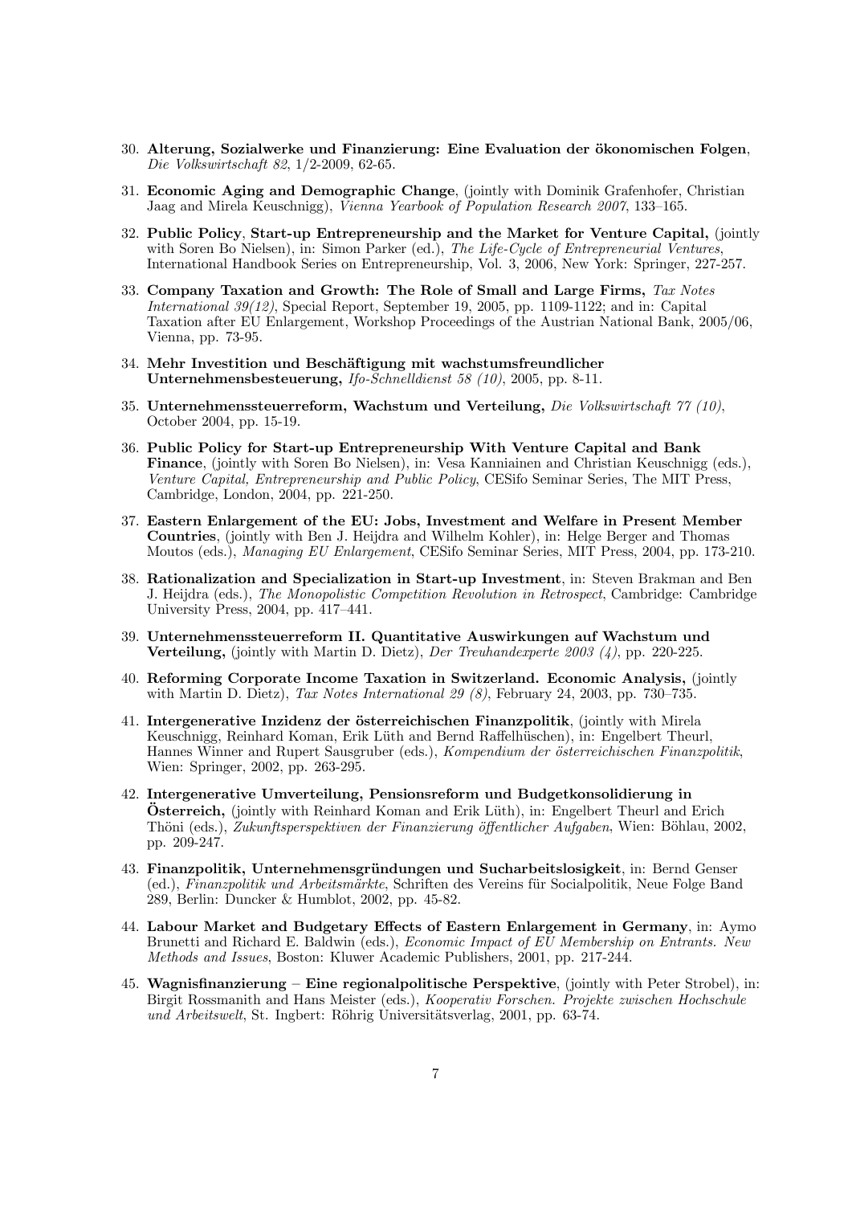30. **Alterung, Sozialwerke und Finanzierung: Eine Evaluation der ökonomischen Folgen**, *Die Volkswirtschaft 82*, 1/2-2009, 62-65.

31. **Economic Aging and Demographic Change**, (jointly with Dominik Grafenhofer, Christian Jaag and Mirela Keuschnigg), *Vienna Yearbook of Population Research 2007*, 133–165.

32. **Public Policy**, **Start-up Entrepreneurship and the Market for Venture Capital,** (jointly with Soren Bo Nielsen), in: Simon Parker (ed.), *The Life-Cycle of Entrepreneurial Ventures*, International Handbook Series on Entrepreneurship, Vol. 3, 2006, New York: Springer, 227-257.

33. **Company Taxation and Growth: The Role of Small and Large Firms,** *Tax Notes International 39(12)*, Special Report, September 19, 2005, pp. 1109-1122; and in: Capital Taxation after EU Enlargement, Workshop Proceedings of the Austrian National Bank, 2005/06, Vienna, pp. 73-95.

34. **Mehr Investition und Beschäftigung mit wachstumsfreundlicher Unternehmensbesteuerung,** *Ifo-Schnelldienst 58 (10)*, 2005, pp. 8-11.

35. **Unternehmenssteuerreform, Wachstum und Verteilung,** *Die Volkswirtschaft 77 (10)*, October 2004, pp. 15-19.

36. **Public Policy for Start-up Entrepreneurship With Venture Capital and Bank Finance**, (jointly with Soren Bo Nielsen), in: Vesa Kanniainen and Christian Keuschnigg (eds.), *Venture Capital, Entrepreneurship and Public Policy*, CESifo Seminar Series, The MIT Press, Cambridge, London, 2004, pp. 221-250.

37. **Eastern Enlargement of the EU: Jobs, Investment and Welfare in Present Member Countries**, (jointly with Ben J. Heijdra and Wilhelm Kohler), in: Helge Berger and Thomas Moutos (eds.), *Managing EU Enlargement*, CESifo Seminar Series, MIT Press, 2004, pp. 173-210.

38. **Rationalization and Specialization in Start-up Investment**, in: Steven Brakman and Ben J. Heijdra (eds.), *The Monopolistic Competition Revolution in Retrospect*, Cambridge: Cambridge University Press, 2004, pp. 417–441.

39. **Unternehmenssteuerreform II. Quantitative Auswirkungen auf Wachstum und Verteilung,** (jointly with Martin D. Dietz), *Der Treuhandexperte 2003 (4)*, pp. 220-225.

40. **Reforming Corporate Income Taxation in Switzerland. Economic Analysis,** (jointly with Martin D. Dietz), *Tax Notes International 29 (8)*, February 24, 2003, pp. 730–735.

41. **Intergenerative Inzidenz der österreichischen Finanzpolitik**, (jointly with Mirela Keuschnigg, Reinhard Koman, Erik Lüth and Bernd Raffelhüschen), in: Engelbert Theurl, Hannes Winner and Rupert Sausgruber (eds.), *Kompendium der österreichischen Finanzpolitik*, Wien: Springer, 2002, pp. 263-295.

42. **Intergenerative Umverteilung, Pensionsreform und Budgetkonsolidierung in Österreich,** (jointly with Reinhard Koman and Erik Lüth), in: Engelbert Theurl and Erich Thöni (eds.), *Zukunftsperspektiven der Finanzierung öffentlicher Aufgaben*, Wien: Böhlau, 2002, pp. 209-247.

43. **Finanzpolitik, Unternehmensgründungen und Sucharbeitslosigkeit**, in: Bernd Genser (ed.), *Finanzpolitik und Arbeitsmärkte*, Schriften des Vereins für Socialpolitik, Neue Folge Band 289, Berlin: Duncker & Humblot, 2002, pp. 45-82.

44. **Labour Market and Budgetary Effects of Eastern Enlargement in Germany**, in: Aymo Brunetti and Richard E. Baldwin (eds.), *Economic Impact of EU Membership on Entrants. New Methods and Issues*, Boston: Kluwer Academic Publishers, 2001, pp. 217-244.

45. **Wagnisfinanzierung – Eine regionalpolitische Perspektive**, (jointly with Peter Strobel), in: Birgit Rossmanith and Hans Meister (eds.), *Kooperativ Forschen. Projekte zwischen Hochschule und Arbeitswelt*, St. Ingbert: Röhrig Universitätsverlag, 2001, pp. 63-74.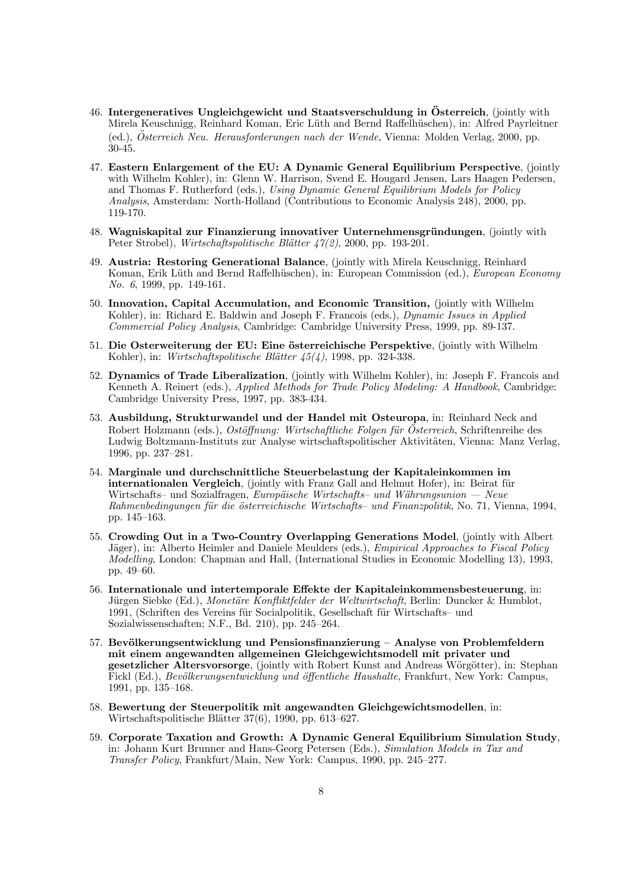46. **Intergeneratives Ungleichgewicht und Staatsverschuldung in Österreich**, (jointly with Mirela Keuschnigg, Reinhard Koman, Eric Lüth and Bernd Raffelhüschen), in: Alfred Payrleitner (ed.), *Österreich Neu. Herausforderungen nach der Wende*, Vienna: Molden Verlag, 2000, pp. 30-45.

47. **Eastern Enlargement of the EU: A Dynamic General Equilibrium Perspective**, (jointly with Wilhelm Kohler), in: Glenn W. Harrison, Svend E. Hougard Jensen, Lars Haagen Pedersen, and Thomas F. Rutherford (eds.), *Using Dynamic General Equilibrium Models for Policy Analysis*, Amsterdam: North-Holland (Contributions to Economic Analysis 248), 2000, pp. 119-170.

48. **Wagniskapital zur Finanzierung innovativer Unternehmensgründungen**, (jointly with Peter Strobel), *Wirtschaftspolitische Blätter 47(2)*, 2000, pp. 193-201.

49. **Austria: Restoring Generational Balance**, (jointly with Mirela Keuschnigg, Reinhard Koman, Erik Lüth and Bernd Raffelhüschen), in: European Commission (ed.), *European Economy No. 6*, 1999, pp. 149-161.

50. **Innovation, Capital Accumulation, and Economic Transition,** (jointly with Wilhelm Kohler), in: Richard E. Baldwin and Joseph F. Francois (eds.), *Dynamic Issues in Applied Commercial Policy Analysis*, Cambridge: Cambridge University Press, 1999, pp. 89-137.

51. **Die Osterweiterung der EU: Eine österreichische Perspektive**, (jointly with Wilhelm Kohler), in: *Wirtschaftspolitische Blätter 45(4)*, 1998, pp. 324-338.

52. **Dynamics of Trade Liberalization**, (jointly with Wilhelm Kohler), in: Joseph F. Francois and Kenneth A. Reinert (eds.), *Applied Methods for Trade Policy Modeling: A Handbook*, Cambridge: Cambridge University Press, 1997, pp. 383-434.

53. **Ausbildung, Strukturwandel und der Handel mit Osteuropa**, in: Reinhard Neck and Robert Holzmann (eds.), *Ostöffnung: Wirtschaftliche Folgen für Österreich*, Schriftenreihe des Ludwig Boltzmann-Instituts zur Analyse wirtschaftspolitischer Aktivitäten, Vienna: Manz Verlag, 1996, pp. 237–281.

54. **Marginale und durchschnittliche Steuerbelastung der Kapitaleinkommen im internationalen Vergleich**, (jointly with Franz Gall and Helmut Hofer), in: Beirat für Wirtschafts– und Sozialfragen, *Europäische Wirtschafts– und Währungsunion — Neue Rahmenbedingungen für die österreichische Wirtschafts– und Finanzpolitik*, No. 71, Vienna, 1994, pp. 145–163.

55. **Crowding Out in a Two-Country Overlapping Generations Model**, (jointly with Albert Jäger), in: Alberto Heimler and Daniele Meulders (eds.), *Empirical Approaches to Fiscal Policy Modelling*, London: Chapman and Hall, (International Studies in Economic Modelling 13), 1993, pp. 49–60.

56. **Internationale und intertemporale Effekte der Kapitaleinkommensbesteuerung**, in: Jürgen Siebke (Ed.), *Monetäre Konfliktfelder der Weltwirtschaft*, Berlin: Duncker & Humblot, 1991, (Schriften des Vereins für Socialpolitik, Gesellschaft für Wirtschafts– und Sozialwissenschaften; N.F., Bd. 210), pp. 245–264.

57. **Bevölkerungsentwicklung und Pensionsfinanzierung – Analyse von Problemfeldern mit einem angewandten allgemeinen Gleichgewichtsmodell mit privater und gesetzlicher Altersvorsorge**, (jointly with Robert Kunst and Andreas Wörgötter), in: Stephan Fickl (Ed.), *Bevölkerungsentwicklung und öffentliche Haushalte*, Frankfurt, New York: Campus, 1991, pp. 135–168.

58. **Bewertung der Steuerpolitik mit angewandten Gleichgewichtsmodellen**, in: Wirtschaftspolitische Blätter 37(6), 1990, pp. 613–627.

59. **Corporate Taxation and Growth: A Dynamic General Equilibrium Simulation Study**, in: Johann Kurt Brunner and Hans-Georg Petersen (Eds.), *Simulation Models in Tax and Transfer Policy*, Frankfurt/Main, New York: Campus, 1990, pp. 245–277.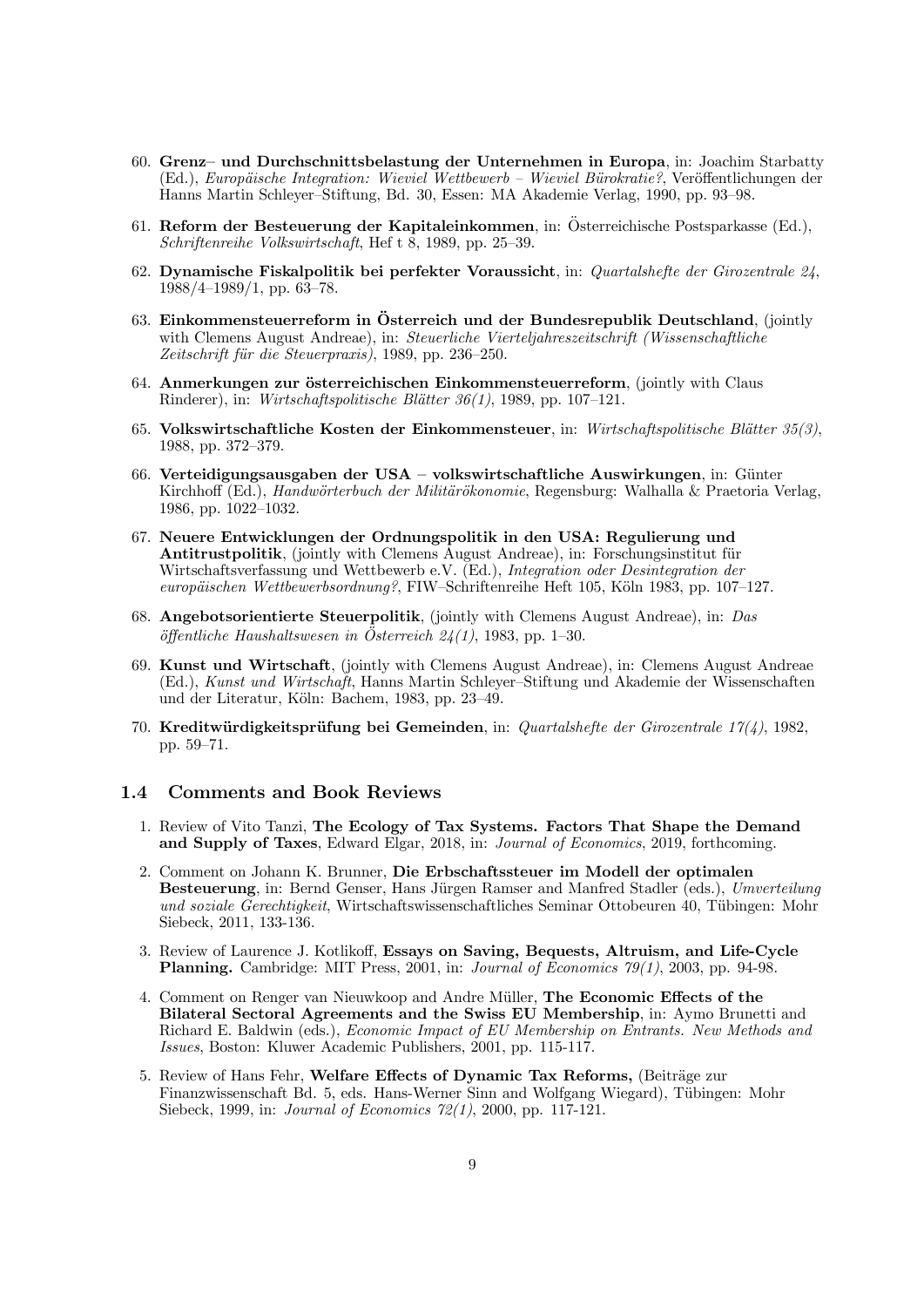60. **Grenz– und Durchschnittsbelastung der Unternehmen in Europa**, in: Joachim Starbatty (Ed.), *Europäische Integration: Wieviel Wettbewerb – Wieviel Bürokratie?*, Veröffentlichungen der Hanns Martin Schleyer–Stiftung, Bd. 30, Essen: MA Akademie Verlag, 1990, pp. 93–98.

61. **Reform der Besteuerung der Kapitaleinkommen**, in: Österreichische Postsparkasse (Ed.), *Schriftenreihe Volkswirtschaft*, Hef t 8, 1989, pp. 25–39.

62. **Dynamische Fiskalpolitik bei perfekter Voraussicht**, in: *Quartalshefte der Girozentrale 24*, 1988/4–1989/1, pp. 63–78.

63. **Einkommensteuerreform in Österreich und der Bundesrepublik Deutschland**, (jointly with Clemens August Andreae), in: *Steuerliche Vierteljahreszeitschrift (Wissenschaftliche Zeitschrift für die Steuerpraxis)*, 1989, pp. 236–250.

64. **Anmerkungen zur österreichischen Einkommensteuerreform**, (jointly with Claus Rinderer), in: *Wirtschaftspolitische Blätter 36(1)*, 1989, pp. 107–121.

65. **Volkswirtschaftliche Kosten der Einkommensteuer**, in: *Wirtschaftspolitische Blätter 35(3)*, 1988, pp. 372–379.

66. **Verteidigungsausgaben der USA – volkswirtschaftliche Auswirkungen**, in: Günter Kirchhoff (Ed.), *Handwörterbuch der Militärökonomie*, Regensburg: Walhalla & Praetoria Verlag, 1986, pp. 1022–1032.

67. **Neuere Entwicklungen der Ordnungspolitik in den USA: Regulierung und Antitrustpolitik**, (jointly with Clemens August Andreae), in: Forschungsinstitut für Wirtschaftsverfassung und Wettbewerb e.V. (Ed.), *Integration oder Desintegration der europäischen Wettbewerbsordnung?*, FIW–Schriftenreihe Heft 105, Köln 1983, pp. 107–127.

68. **Angebotsorientierte Steuerpolitik**, (jointly with Clemens August Andreae), in: *Das öffentliche Haushaltswesen in Österreich 24(1)*, 1983, pp. 1–30.

69. **Kunst und Wirtschaft**, (jointly with Clemens August Andreae), in: Clemens August Andreae (Ed.), *Kunst und Wirtschaft*, Hanns Martin Schleyer–Stiftung und Akademie der Wissenschaften und der Literatur, Köln: Bachem, 1983, pp. 23–49.

70. **Kreditwürdigkeitsprüfung bei Gemeinden**, in: *Quartalshefte der Girozentrale 17(4)*, 1982, pp. 59–71.

### 1.4 Comments and Book Reviews

1. Review of Vito Tanzi, **The Ecology of Tax Systems. Factors That Shape the Demand and Supply of Taxes**, Edward Elgar, 2018, in: *Journal of Economics*, 2019, forthcoming.

2. Comment on Johann K. Brunner, **Die Erbschaftssteuer im Modell der optimalen Besteuerung**, in: Bernd Genser, Hans Jürgen Ramser and Manfred Stadler (eds.), *Umverteilung und soziale Gerechtigkeit*, Wirtschaftswissenschaftliches Seminar Ottobeuren 40, Tübingen: Mohr Siebeck, 2011, 133-136.

3. Review of Laurence J. Kotlikoff, **Essays on Saving, Bequests, Altruism, and Life-Cycle Planning.** Cambridge: MIT Press, 2001, in: *Journal of Economics 79(1)*, 2003, pp. 94-98.

4. Comment on Renger van Nieuwkoop and Andre Müller, **The Economic Effects of the Bilateral Sectoral Agreements and the Swiss EU Membership**, in: Aymo Brunetti and Richard E. Baldwin (eds.), *Economic Impact of EU Membership on Entrants. New Methods and Issues*, Boston: Kluwer Academic Publishers, 2001, pp. 115-117.

5. Review of Hans Fehr, **Welfare Effects of Dynamic Tax Reforms,** (Beiträge zur Finanzwissenschaft Bd. 5, eds. Hans-Werner Sinn and Wolfgang Wiegard), Tübingen: Mohr Siebeck, 1999, in: *Journal of Economics 72(1)*, 2000, pp. 117-121.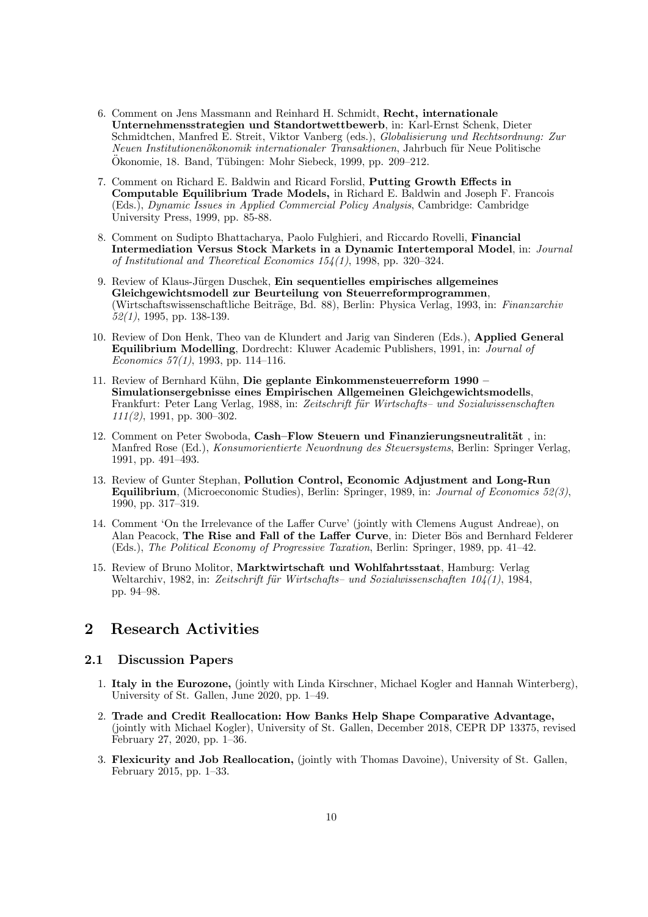6. Comment on Jens Massmann and Reinhard H. Schmidt, **Recht, internationale Unternehmensstrategien und Standortwettbewerb**, in: Karl-Ernst Schenk, Dieter Schmidtchen, Manfred E. Streit, Viktor Vanberg (eds.), *Globalisierung und Rechtsordnung: Zur Neuen Institutionenökonomik internationaler Transaktionen*, Jahrbuch für Neue Politische Ökonomie, 18. Band, Tübingen: Mohr Siebeck, 1999, pp. 209–212.

7. Comment on Richard E. Baldwin and Ricard Forslid, **Putting Growth Effects in Computable Equilibrium Trade Models,** in Richard E. Baldwin and Joseph F. Francois (Eds.), *Dynamic Issues in Applied Commercial Policy Analysis*, Cambridge: Cambridge University Press, 1999, pp. 85-88.

8. Comment on Sudipto Bhattacharya, Paolo Fulghieri, and Riccardo Rovelli, **Financial Intermediation Versus Stock Markets in a Dynamic Intertemporal Model**, in: *Journal of Institutional and Theoretical Economics 154(1)*, 1998, pp. 320–324.

9. Review of Klaus-Jürgen Duschek, **Ein sequentielles empirisches allgemeines Gleichgewichtsmodell zur Beurteilung von Steuerreformprogrammen**, (Wirtschaftswissenschaftliche Beiträge, Bd. 88), Berlin: Physica Verlag, 1993, in: *Finanzarchiv 52(1)*, 1995, pp. 138-139.

10. Review of Don Henk, Theo van de Klundert and Jarig van Sinderen (Eds.), **Applied General Equilibrium Modelling**, Dordrecht: Kluwer Academic Publishers, 1991, in: *Journal of Economics 57(1)*, 1993, pp. 114–116.

11. Review of Bernhard Kühn, **Die geplante Einkommensteuerreform 1990 – Simulationsergebnisse eines Empirischen Allgemeinen Gleichgewichtsmodells**, Frankfurt: Peter Lang Verlag, 1988, in: *Zeitschrift für Wirtschafts– und Sozialwissenschaften 111(2)*, 1991, pp. 300–302.

12. Comment on Peter Swoboda, **Cash–Flow Steuern und Finanzierungsneutralität** , in: Manfred Rose (Ed.), *Konsumorientierte Neuordnung des Steuersystems*, Berlin: Springer Verlag, 1991, pp. 491–493.

13. Review of Gunter Stephan, **Pollution Control, Economic Adjustment and Long-Run Equilibrium**, (Microeconomic Studies), Berlin: Springer, 1989, in: *Journal of Economics 52(3)*, 1990, pp. 317–319.

14. Comment 'On the Irrelevance of the Laffer Curve' (jointly with Clemens August Andreae), on Alan Peacock, **The Rise and Fall of the Laffer Curve**, in: Dieter Bös and Bernhard Felderer (Eds.), *The Political Economy of Progressive Taxation*, Berlin: Springer, 1989, pp. 41–42.

15. Review of Bruno Molitor, **Marktwirtschaft und Wohlfahrtsstaat**, Hamburg: Verlag Weltarchiv, 1982, in: *Zeitschrift für Wirtschafts– und Sozialwissenschaften 104(1)*, 1984, pp. 94–98.

## 2 Research Activities

### 2.1 Discussion Papers

1. **Italy in the Eurozone,** (jointly with Linda Kirschner, Michael Kogler and Hannah Winterberg), University of St. Gallen, June 2020, pp. 1–49.

2. **Trade and Credit Reallocation: How Banks Help Shape Comparative Advantage,** (jointly with Michael Kogler), University of St. Gallen, December 2018, CEPR DP 13375, revised February 27, 2020, pp. 1–36.

3. **Flexicurity and Job Reallocation,** (jointly with Thomas Davoine), University of St. Gallen, February 2015, pp. 1–33.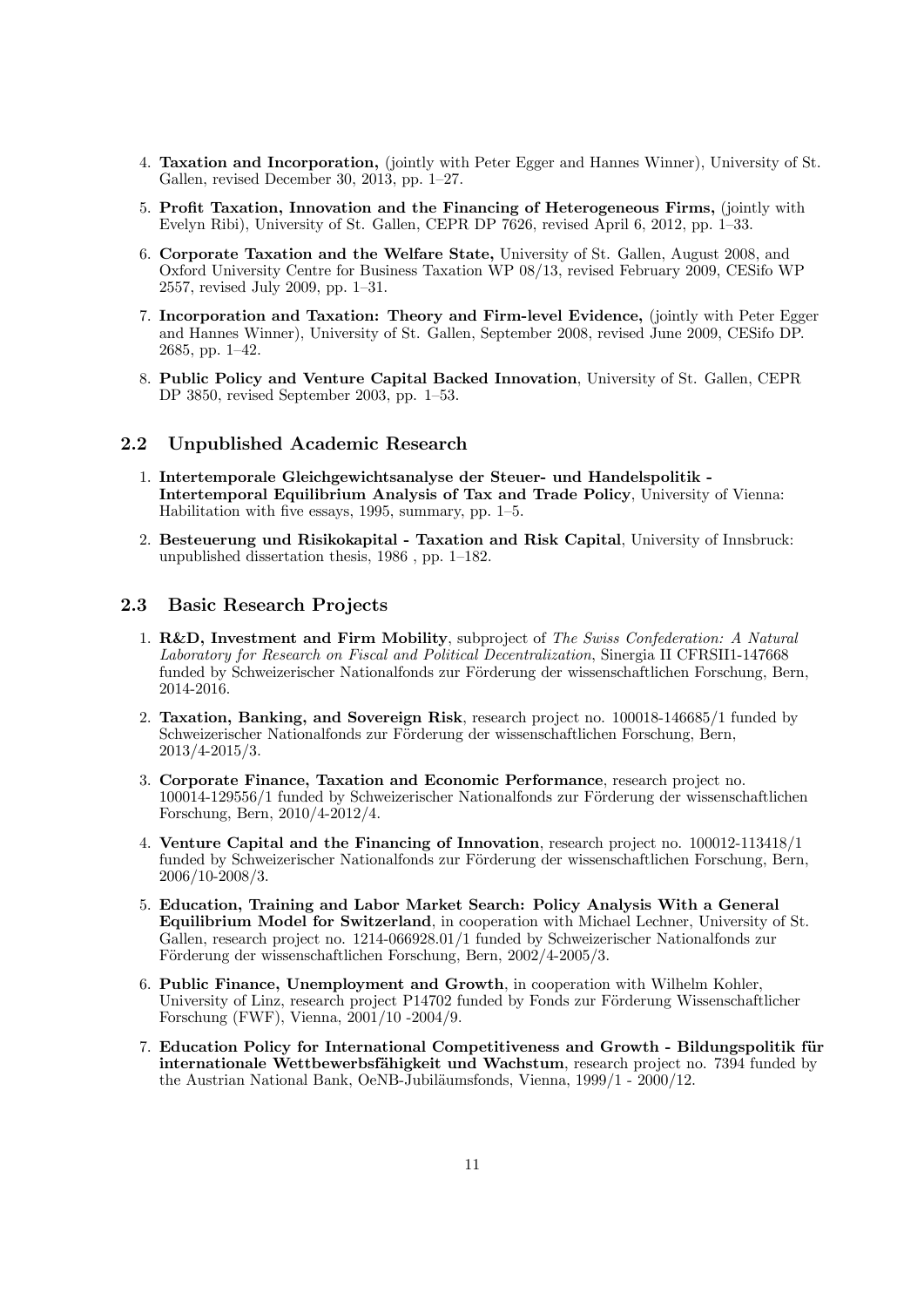4. **Taxation and Incorporation,** (jointly with Peter Egger and Hannes Winner), University of St. Gallen, revised December 30, 2013, pp. 1–27.

5. **Profit Taxation, Innovation and the Financing of Heterogeneous Firms,** (jointly with Evelyn Ribi), University of St. Gallen, CEPR DP 7626, revised April 6, 2012, pp. 1–33.

6. **Corporate Taxation and the Welfare State,** University of St. Gallen, August 2008, and Oxford University Centre for Business Taxation WP 08/13, revised February 2009, CESifo WP 2557, revised July 2009, pp. 1–31.

7. **Incorporation and Taxation: Theory and Firm-level Evidence,** (jointly with Peter Egger and Hannes Winner), University of St. Gallen, September 2008, revised June 2009, CESifo DP. 2685, pp. 1–42.

8. **Public Policy and Venture Capital Backed Innovation**, University of St. Gallen, CEPR DP 3850, revised September 2003, pp. 1–53.

## 2.2 Unpublished Academic Research

1. **Intertemporale Gleichgewichtsanalyse der Steuer- und Handelspolitik - Intertemporal Equilibrium Analysis of Tax and Trade Policy**, University of Vienna: Habilitation with five essays, 1995, summary, pp. 1–5.

2. **Besteuerung und Risikokapital - Taxation and Risk Capital**, University of Innsbruck: unpublished dissertation thesis, 1986 , pp. 1–182.

## 2.3 Basic Research Projects

1. **R&D, Investment and Firm Mobility**, subproject of *The Swiss Confederation: A Natural Laboratory for Research on Fiscal and Political Decentralization*, Sinergia II CFRSII1-147668 funded by Schweizerischer Nationalfonds zur Förderung der wissenschaftlichen Forschung, Bern, 2014-2016.

2. **Taxation, Banking, and Sovereign Risk**, research project no. 100018-146685/1 funded by Schweizerischer Nationalfonds zur Förderung der wissenschaftlichen Forschung, Bern, 2013/4-2015/3.

3. **Corporate Finance, Taxation and Economic Performance**, research project no. 100014-129556/1 funded by Schweizerischer Nationalfonds zur Förderung der wissenschaftlichen Forschung, Bern, 2010/4-2012/4.

4. **Venture Capital and the Financing of Innovation**, research project no. 100012-113418/1 funded by Schweizerischer Nationalfonds zur Förderung der wissenschaftlichen Forschung, Bern, 2006/10-2008/3.

5. **Education, Training and Labor Market Search: Policy Analysis With a General Equilibrium Model for Switzerland**, in cooperation with Michael Lechner, University of St. Gallen, research project no. 1214-066928.01/1 funded by Schweizerischer Nationalfonds zur Förderung der wissenschaftlichen Forschung, Bern, 2002/4-2005/3.

6. **Public Finance, Unemployment and Growth**, in cooperation with Wilhelm Kohler, University of Linz, research project P14702 funded by Fonds zur Förderung Wissenschaftlicher Forschung (FWF), Vienna, 2001/10 -2004/9.

7. **Education Policy for International Competitiveness and Growth - Bildungspolitik für internationale Wettbewerbsfähigkeit und Wachstum**, research project no. 7394 funded by the Austrian National Bank, OeNB-Jubiläumsfonds, Vienna, 1999/1 - 2000/12.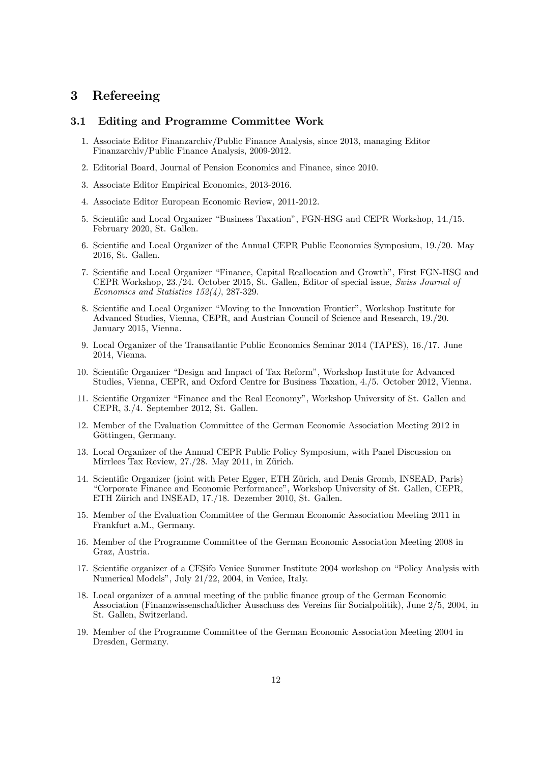# 3 Refereeing

## 3.1 Editing and Programme Committee Work

1. Associate Editor Finanzarchiv/Public Finance Analysis, since 2013, managing Editor Finanzarchiv/Public Finance Analysis, 2009-2012.
2. Editorial Board, Journal of Pension Economics and Finance, since 2010.
3. Associate Editor Empirical Economics, 2013-2016.
4. Associate Editor European Economic Review, 2011-2012.
5. Scientific and Local Organizer "Business Taxation", FGN-HSG and CEPR Workshop, 14./15. February 2020, St. Gallen.
6. Scientific and Local Organizer of the Annual CEPR Public Economics Symposium, 19./20. May 2016, St. Gallen.
7. Scientific and Local Organizer "Finance, Capital Reallocation and Growth", First FGN-HSG and CEPR Workshop, 23./24. October 2015, St. Gallen, Editor of special issue, *Swiss Journal of Economics and Statistics 152(4)*, 287-329.
8. Scientific and Local Organizer "Moving to the Innovation Frontier", Workshop Institute for Advanced Studies, Vienna, CEPR, and Austrian Council of Science and Research, 19./20. January 2015, Vienna.
9. Local Organizer of the Transatlantic Public Economics Seminar 2014 (TAPES), 16./17. June 2014, Vienna.
10. Scientific Organizer "Design and Impact of Tax Reform", Workshop Institute for Advanced Studies, Vienna, CEPR, and Oxford Centre for Business Taxation, 4./5. October 2012, Vienna.
11. Scientific Organizer "Finance and the Real Economy", Workshop University of St. Gallen and CEPR, 3./4. September 2012, St. Gallen.
12. Member of the Evaluation Committee of the German Economic Association Meeting 2012 in Göttingen, Germany.
13. Local Organizer of the Annual CEPR Public Policy Symposium, with Panel Discussion on Mirrlees Tax Review, 27./28. May 2011, in Zürich.
14. Scientific Organizer (joint with Peter Egger, ETH Zürich, and Denis Gromb, INSEAD, Paris) "Corporate Finance and Economic Performance", Workshop University of St. Gallen, CEPR, ETH Zürich and INSEAD, 17./18. Dezember 2010, St. Gallen.
15. Member of the Evaluation Committee of the German Economic Association Meeting 2011 in Frankfurt a.M., Germany.
16. Member of the Programme Committee of the German Economic Association Meeting 2008 in Graz, Austria.
17. Scientific organizer of a CESifo Venice Summer Institute 2004 workshop on "Policy Analysis with Numerical Models", July 21/22, 2004, in Venice, Italy.
18. Local organizer of a annual meeting of the public finance group of the German Economic Association (Finanzwissenschaftlicher Ausschuss des Vereins für Socialpolitik), June 2/5, 2004, in St. Gallen, Switzerland.
19. Member of the Programme Committee of the German Economic Association Meeting 2004 in Dresden, Germany.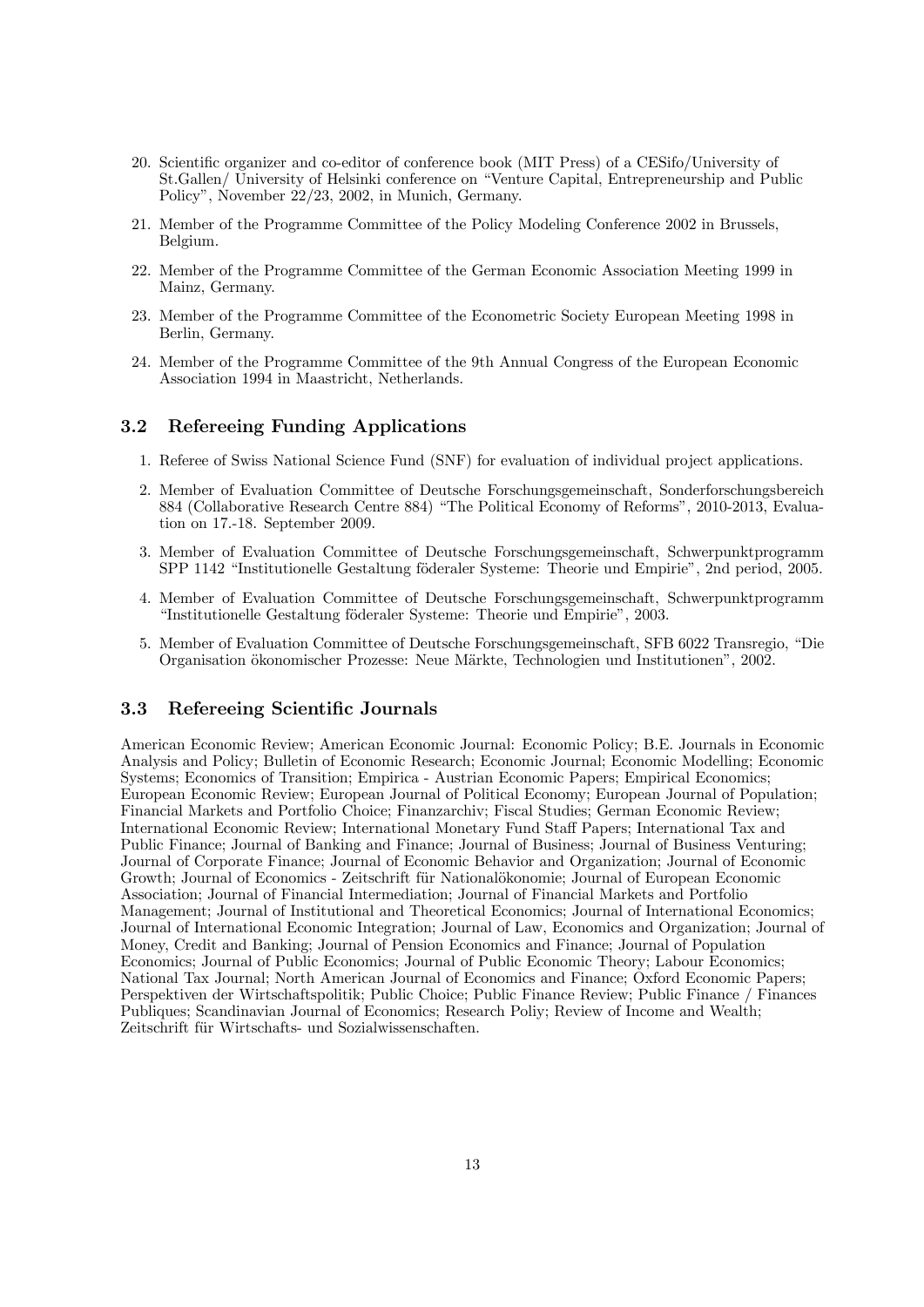20. Scientific organizer and co-editor of conference book (MIT Press) of a CESifo/University of St.Gallen/ University of Helsinki conference on "Venture Capital, Entrepreneurship and Public Policy", November 22/23, 2002, in Munich, Germany.

21. Member of the Programme Committee of the Policy Modeling Conference 2002 in Brussels, Belgium.

22. Member of the Programme Committee of the German Economic Association Meeting 1999 in Mainz, Germany.

23. Member of the Programme Committee of the Econometric Society European Meeting 1998 in Berlin, Germany.

24. Member of the Programme Committee of the 9th Annual Congress of the European Economic Association 1994 in Maastricht, Netherlands.

### 3.2 Refereeing Funding Applications

1. Referee of Swiss National Science Fund (SNF) for evaluation of individual project applications.

2. Member of Evaluation Committee of Deutsche Forschungsgemeinschaft, Sonderforschungsbereich 884 (Collaborative Research Centre 884) "The Political Economy of Reforms", 2010-2013, Evaluation on 17.-18. September 2009.

3. Member of Evaluation Committee of Deutsche Forschungsgemeinschaft, Schwerpunktprogramm SPP 1142 "Institutionelle Gestaltung föderaler Systeme: Theorie und Empirie", 2nd period, 2005.

4. Member of Evaluation Committee of Deutsche Forschungsgemeinschaft, Schwerpunktprogramm "Institutionelle Gestaltung föderaler Systeme: Theorie und Empirie", 2003.

5. Member of Evaluation Committee of Deutsche Forschungsgemeinschaft, SFB 6022 Transregio, "Die Organisation ökonomischer Prozesse: Neue Märkte, Technologien und Institutionen", 2002.

### 3.3 Refereeing Scientific Journals

American Economic Review; American Economic Journal: Economic Policy; B.E. Journals in Economic Analysis and Policy; Bulletin of Economic Research; Economic Journal; Economic Modelling; Economic Systems; Economics of Transition; Empirica - Austrian Economic Papers; Empirical Economics; European Economic Review; European Journal of Political Economy; European Journal of Population; Financial Markets and Portfolio Choice; Finanzarchiv; Fiscal Studies; German Economic Review; International Economic Review; International Monetary Fund Staff Papers; International Tax and Public Finance; Journal of Banking and Finance; Journal of Business; Journal of Business Venturing; Journal of Corporate Finance; Journal of Economic Behavior and Organization; Journal of Economic Growth; Journal of Economics - Zeitschrift für Nationalökonomie; Journal of European Economic Association; Journal of Financial Intermediation; Journal of Financial Markets and Portfolio Management; Journal of Institutional and Theoretical Economics; Journal of International Economics; Journal of International Economic Integration; Journal of Law, Economics and Organization; Journal of Money, Credit and Banking; Journal of Pension Economics and Finance; Journal of Population Economics; Journal of Public Economics; Journal of Public Economic Theory; Labour Economics; National Tax Journal; North American Journal of Economics and Finance; Oxford Economic Papers; Perspektiven der Wirtschaftspolitik; Public Choice; Public Finance Review; Public Finance / Finances Publiques; Scandinavian Journal of Economics; Research Poliy; Review of Income and Wealth; Zeitschrift für Wirtschafts- und Sozialwissenschaften.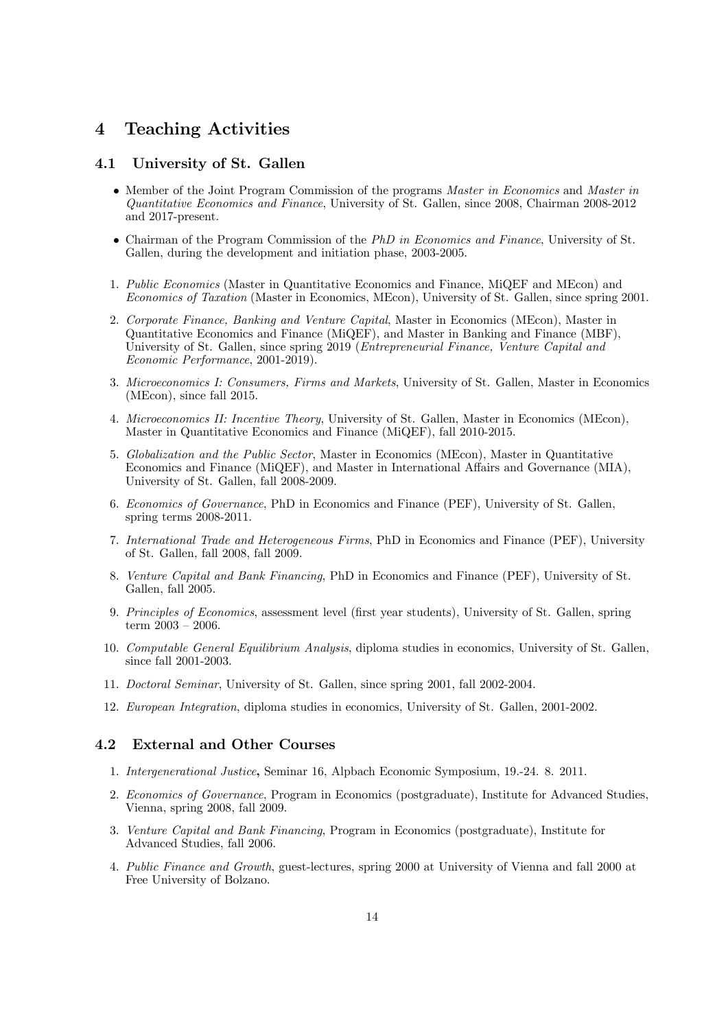## 4 Teaching Activities

### 4.1 University of St. Gallen

- Member of the Joint Program Commission of the programs *Master in Economics* and *Master in Quantitative Economics and Finance*, University of St. Gallen, since 2008, Chairman 2008-2012 and 2017-present.
- Chairman of the Program Commission of the *PhD in Economics and Finance*, University of St. Gallen, during the development and initiation phase, 2003-2005.

1. *Public Economics* (Master in Quantitative Economics and Finance, MiQEF and MEcon) and *Economics of Taxation* (Master in Economics, MEcon), University of St. Gallen, since spring 2001.
2. *Corporate Finance, Banking and Venture Capital*, Master in Economics (MEcon), Master in Quantitative Economics and Finance (MiQEF), and Master in Banking and Finance (MBF), University of St. Gallen, since spring 2019 (*Entrepreneurial Finance, Venture Capital and Economic Performance*, 2001-2019).
3. *Microeconomics I: Consumers, Firms and Markets*, University of St. Gallen, Master in Economics (MEcon), since fall 2015.
4. *Microeconomics II: Incentive Theory*, University of St. Gallen, Master in Economics (MEcon), Master in Quantitative Economics and Finance (MiQEF), fall 2010-2015.
5. *Globalization and the Public Sector*, Master in Economics (MEcon), Master in Quantitative Economics and Finance (MiQEF), and Master in International Affairs and Governance (MIA), University of St. Gallen, fall 2008-2009.
6. *Economics of Governance*, PhD in Economics and Finance (PEF), University of St. Gallen, spring terms 2008-2011.
7. *International Trade and Heterogeneous Firms*, PhD in Economics and Finance (PEF), University of St. Gallen, fall 2008, fall 2009.
8. *Venture Capital and Bank Financing*, PhD in Economics and Finance (PEF), University of St. Gallen, fall 2005.
9. *Principles of Economics*, assessment level (first year students), University of St. Gallen, spring term 2003 – 2006.
10. *Computable General Equilibrium Analysis*, diploma studies in economics, University of St. Gallen, since fall 2001-2003.
11. *Doctoral Seminar*, University of St. Gallen, since spring 2001, fall 2002-2004.
12. *European Integration*, diploma studies in economics, University of St. Gallen, 2001-2002.

### 4.2 External and Other Courses

1. *Intergenerational Justice*, Seminar 16, Alpbach Economic Symposium, 19.-24. 8. 2011.
2. *Economics of Governance*, Program in Economics (postgraduate), Institute for Advanced Studies, Vienna, spring 2008, fall 2009.
3. *Venture Capital and Bank Financing*, Program in Economics (postgraduate), Institute for Advanced Studies, fall 2006.
4. *Public Finance and Growth*, guest-lectures, spring 2000 at University of Vienna and fall 2000 at Free University of Bolzano.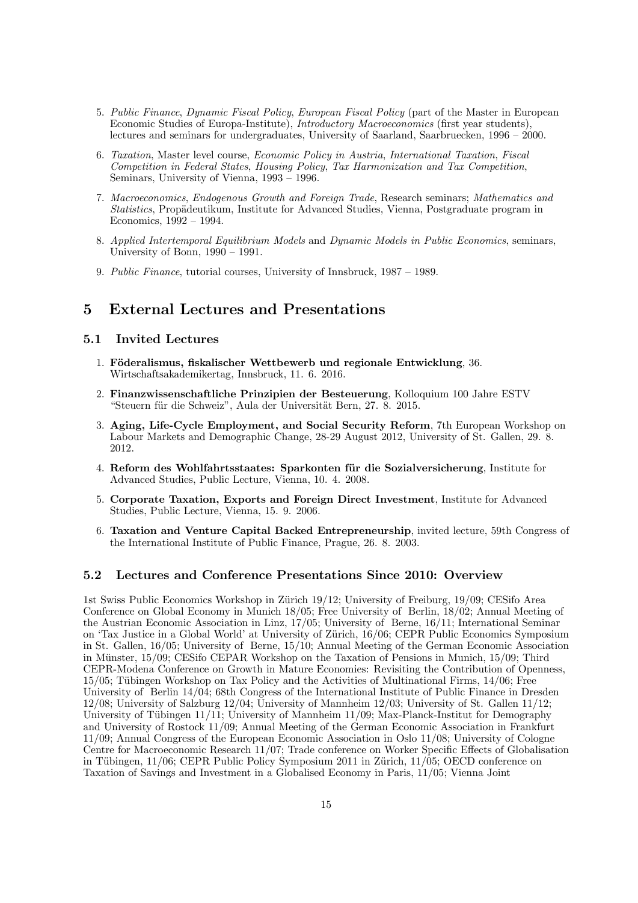5. *Public Finance*, *Dynamic Fiscal Policy*, *European Fiscal Policy* (part of the Master in European Economic Studies of Europa-Institute), *Introductory Macroeconomics* (first year students), lectures and seminars for undergraduates, University of Saarland, Saarbruecken, 1996 – 2000.

6. *Taxation*, Master level course, *Economic Policy in Austria*, *International Taxation*, *Fiscal Competition in Federal States*, *Housing Policy*, *Tax Harmonization and Tax Competition*, Seminars, University of Vienna, 1993 – 1996.

7. *Macroeconomics*, *Endogenous Growth and Foreign Trade*, Research seminars; *Mathematics and Statistics*, Propädeutikum, Institute for Advanced Studies, Vienna, Postgraduate program in Economics, 1992 – 1994.

8. *Applied Intertemporal Equilibrium Models* and *Dynamic Models in Public Economics*, seminars, University of Bonn, 1990 – 1991.

9. *Public Finance*, tutorial courses, University of Innsbruck, 1987 – 1989.

# 5 External Lectures and Presentations

## 5.1 Invited Lectures

1. **Föderalismus, fiskalischer Wettbewerb und regionale Entwicklung**, 36. Wirtschaftsakademikertag, Innsbruck, 11. 6. 2016.

2. **Finanzwissenschaftliche Prinzipien der Besteuerung**, Kolloquium 100 Jahre ESTV "Steuern für die Schweiz", Aula der Universität Bern, 27. 8. 2015.

3. **Aging, Life-Cycle Employment, and Social Security Reform**, 7th European Workshop on Labour Markets and Demographic Change, 28-29 August 2012, University of St. Gallen, 29. 8. 2012.

4. **Reform des Wohlfahrtsstaates: Sparkonten für die Sozialversicherung**, Institute for Advanced Studies, Public Lecture, Vienna, 10. 4. 2008.

5. **Corporate Taxation, Exports and Foreign Direct Investment**, Institute for Advanced Studies, Public Lecture, Vienna, 15. 9. 2006.

6. **Taxation and Venture Capital Backed Entrepreneurship**, invited lecture, 59th Congress of the International Institute of Public Finance, Prague, 26. 8. 2003.

## 5.2 Lectures and Conference Presentations Since 2010: Overview

1st Swiss Public Economics Workshop in Zürich 19/12; University of Freiburg, 19/09; CESifo Area Conference on Global Economy in Munich 18/05; Free University of Berlin, 18/02; Annual Meeting of the Austrian Economic Association in Linz, 17/05; University of Berne, 16/11; International Seminar on 'Tax Justice in a Global World' at University of Zürich, 16/06; CEPR Public Economics Symposium in St. Gallen, 16/05; University of Berne, 15/10; Annual Meeting of the German Economic Association in Münster, 15/09; CESifo CEPAR Workshop on the Taxation of Pensions in Munich, 15/09; Third CEPR-Modena Conference on Growth in Mature Economies: Revisiting the Contribution of Openness, 15/05; Tübingen Workshop on Tax Policy and the Activities of Multinational Firms, 14/06; Free University of Berlin 14/04; 68th Congress of the International Institute of Public Finance in Dresden 12/08; University of Salzburg 12/04; University of Mannheim 12/03; University of St. Gallen 11/12; University of Tübingen 11/11; University of Mannheim 11/09; Max-Planck-Institut for Demography and University of Rostock 11/09; Annual Meeting of the German Economic Association in Frankfurt 11/09; Annual Congress of the European Economic Association in Oslo 11/08; University of Cologne Centre for Macroeconomic Research 11/07; Trade conference on Worker Specific Effects of Globalisation in Tübingen, 11/06; CEPR Public Policy Symposium 2011 in Zürich, 11/05; OECD conference on Taxation of Savings and Investment in a Globalised Economy in Paris, 11/05; Vienna Joint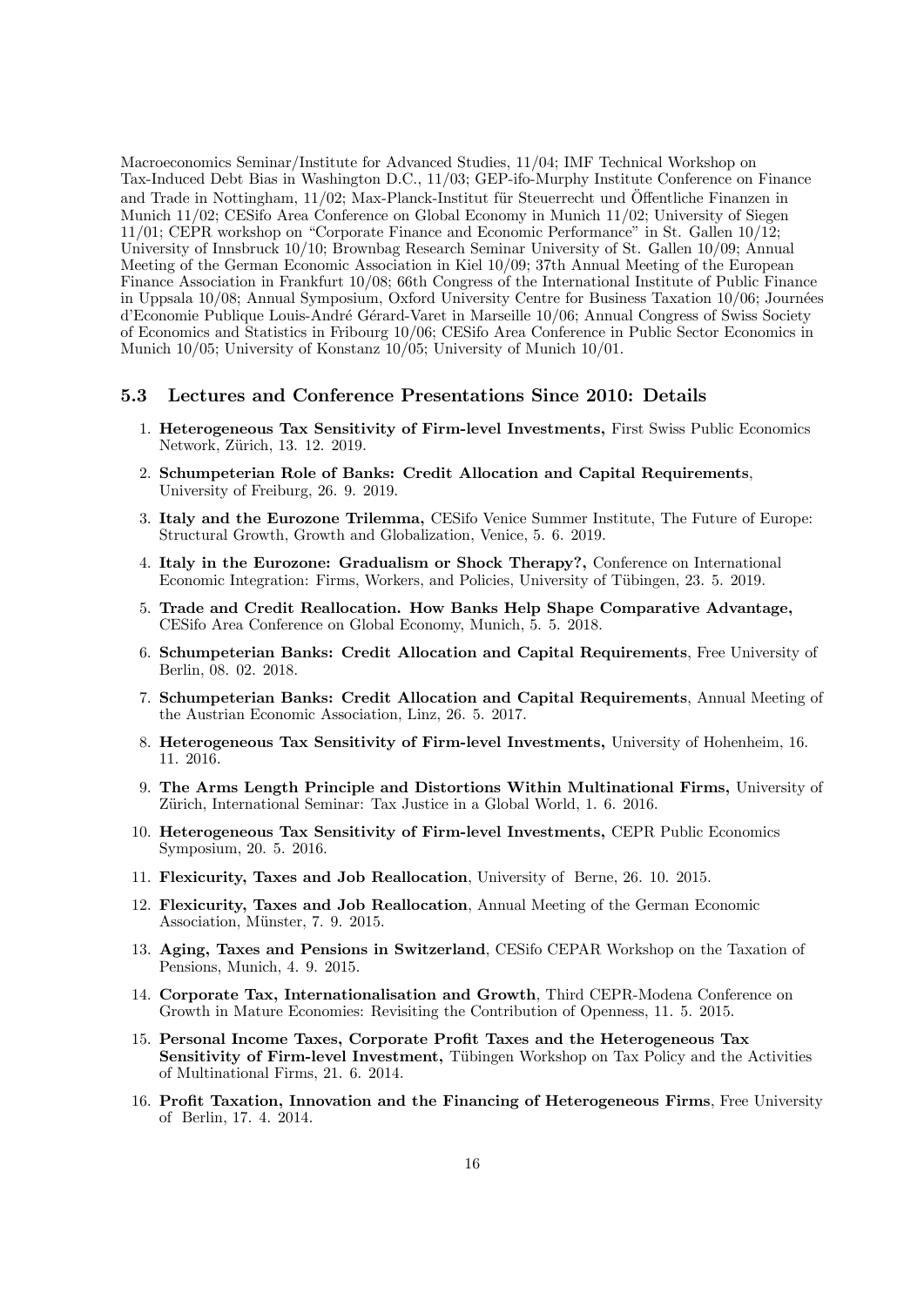Macroeconomics Seminar/Institute for Advanced Studies, 11/04; IMF Technical Workshop on Tax-Induced Debt Bias in Washington D.C., 11/03; GEP-ifo-Murphy Institute Conference on Finance and Trade in Nottingham, 11/02; Max-Planck-Institut für Steuerrecht und Öffentliche Finanzen in Munich 11/02; CESifo Area Conference on Global Economy in Munich 11/02; University of Siegen 11/01; CEPR workshop on "Corporate Finance and Economic Performance" in St. Gallen 10/12; University of Innsbruck 10/10; Brownbag Research Seminar University of St. Gallen 10/09; Annual Meeting of the German Economic Association in Kiel 10/09; 37th Annual Meeting of the European Finance Association in Frankfurt 10/08; 66th Congress of the International Institute of Public Finance in Uppsala 10/08; Annual Symposium, Oxford University Centre for Business Taxation 10/06; Journées d'Economie Publique Louis-André Gérard-Varet in Marseille 10/06; Annual Congress of Swiss Society of Economics and Statistics in Fribourg 10/06; CESifo Area Conference in Public Sector Economics in Munich 10/05; University of Konstanz 10/05; University of Munich 10/01.

### 5.3 Lectures and Conference Presentations Since 2010: Details

1. **Heterogeneous Tax Sensitivity of Firm-level Investments,** First Swiss Public Economics Network, Zürich, 13. 12. 2019.
2. **Schumpeterian Role of Banks: Credit Allocation and Capital Requirements**, University of Freiburg, 26. 9. 2019.
3. **Italy and the Eurozone Trilemma,** CESifo Venice Summer Institute, The Future of Europe: Structural Growth, Growth and Globalization, Venice, 5. 6. 2019.
4. **Italy in the Eurozone: Gradualism or Shock Therapy?,** Conference on International Economic Integration: Firms, Workers, and Policies, University of Tübingen, 23. 5. 2019.
5. **Trade and Credit Reallocation. How Banks Help Shape Comparative Advantage,** CESifo Area Conference on Global Economy, Munich, 5. 5. 2018.
6. **Schumpeterian Banks: Credit Allocation and Capital Requirements**, Free University of Berlin, 08. 02. 2018.
7. **Schumpeterian Banks: Credit Allocation and Capital Requirements**, Annual Meeting of the Austrian Economic Association, Linz, 26. 5. 2017.
8. **Heterogeneous Tax Sensitivity of Firm-level Investments,** University of Hohenheim, 16. 11. 2016.
9. **The Arms Length Principle and Distortions Within Multinational Firms,** University of Zürich, International Seminar: Tax Justice in a Global World, 1. 6. 2016.
10. **Heterogeneous Tax Sensitivity of Firm-level Investments,** CEPR Public Economics Symposium, 20. 5. 2016.
11. **Flexicurity, Taxes and Job Reallocation**, University of Berne, 26. 10. 2015.
12. **Flexicurity, Taxes and Job Reallocation**, Annual Meeting of the German Economic Association, Münster, 7. 9. 2015.
13. **Aging, Taxes and Pensions in Switzerland**, CESifo CEPAR Workshop on the Taxation of Pensions, Munich, 4. 9. 2015.
14. **Corporate Tax, Internationalisation and Growth**, Third CEPR-Modena Conference on Growth in Mature Economies: Revisiting the Contribution of Openness, 11. 5. 2015.
15. **Personal Income Taxes, Corporate Profit Taxes and the Heterogeneous Tax Sensitivity of Firm-level Investment,** Tübingen Workshop on Tax Policy and the Activities of Multinational Firms, 21. 6. 2014.
16. **Profit Taxation, Innovation and the Financing of Heterogeneous Firms**, Free University of Berlin, 17. 4. 2014.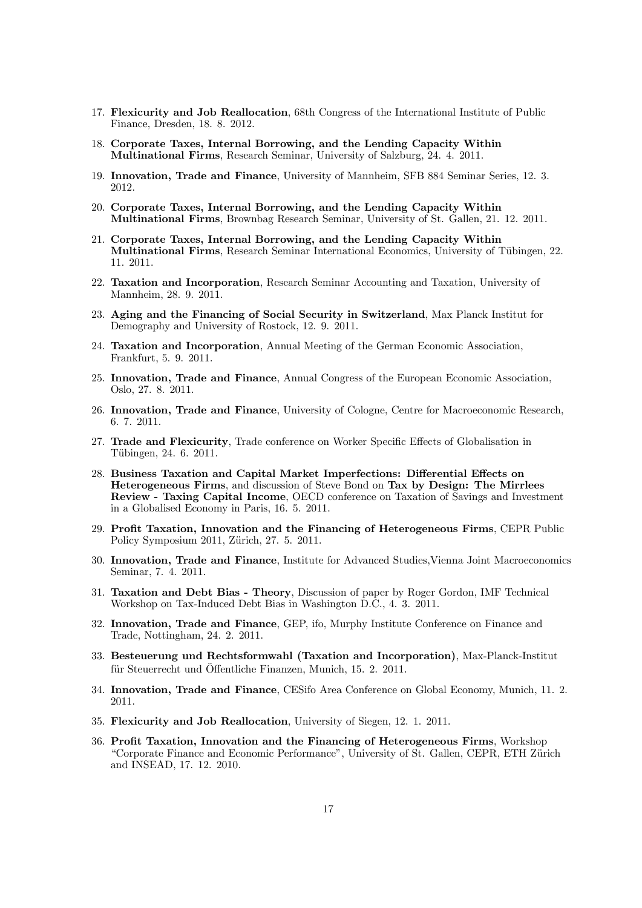17. **Flexicurity and Job Reallocation**, 68th Congress of the International Institute of Public Finance, Dresden, 18. 8. 2012.

18. **Corporate Taxes, Internal Borrowing, and the Lending Capacity Within Multinational Firms**, Research Seminar, University of Salzburg, 24. 4. 2011.

19. **Innovation, Trade and Finance**, University of Mannheim, SFB 884 Seminar Series, 12. 3. 2012.

20. **Corporate Taxes, Internal Borrowing, and the Lending Capacity Within Multinational Firms**, Brownbag Research Seminar, University of St. Gallen, 21. 12. 2011.

21. **Corporate Taxes, Internal Borrowing, and the Lending Capacity Within Multinational Firms**, Research Seminar International Economics, University of Tübingen, 22. 11. 2011.

22. **Taxation and Incorporation**, Research Seminar Accounting and Taxation, University of Mannheim, 28. 9. 2011.

23. **Aging and the Financing of Social Security in Switzerland**, Max Planck Institut for Demography and University of Rostock, 12. 9. 2011.

24. **Taxation and Incorporation**, Annual Meeting of the German Economic Association, Frankfurt, 5. 9. 2011.

25. **Innovation, Trade and Finance**, Annual Congress of the European Economic Association, Oslo, 27. 8. 2011.

26. **Innovation, Trade and Finance**, University of Cologne, Centre for Macroeconomic Research, 6. 7. 2011.

27. **Trade and Flexicurity**, Trade conference on Worker Specific Effects of Globalisation in Tübingen, 24. 6. 2011.

28. **Business Taxation and Capital Market Imperfections: Differential Effects on Heterogeneous Firms**, and discussion of Steve Bond on **Tax by Design: The Mirrlees Review - Taxing Capital Income**, OECD conference on Taxation of Savings and Investment in a Globalised Economy in Paris, 16. 5. 2011.

29. **Profit Taxation, Innovation and the Financing of Heterogeneous Firms**, CEPR Public Policy Symposium 2011, Zürich, 27. 5. 2011.

30. **Innovation, Trade and Finance**, Institute for Advanced Studies,Vienna Joint Macroeconomics Seminar, 7. 4. 2011.

31. **Taxation and Debt Bias - Theory**, Discussion of paper by Roger Gordon, IMF Technical Workshop on Tax-Induced Debt Bias in Washington D.C., 4. 3. 2011.

32. **Innovation, Trade and Finance**, GEP, ifo, Murphy Institute Conference on Finance and Trade, Nottingham, 24. 2. 2011.

33. **Besteuerung und Rechtsformwahl (Taxation and Incorporation)**, Max-Planck-Institut für Steuerrecht und Öffentliche Finanzen, Munich, 15. 2. 2011.

34. **Innovation, Trade and Finance**, CESifo Area Conference on Global Economy, Munich, 11. 2. 2011.

35. **Flexicurity and Job Reallocation**, University of Siegen, 12. 1. 2011.

36. **Profit Taxation, Innovation and the Financing of Heterogeneous Firms**, Workshop "Corporate Finance and Economic Performance", University of St. Gallen, CEPR, ETH Zürich and INSEAD, 17. 12. 2010.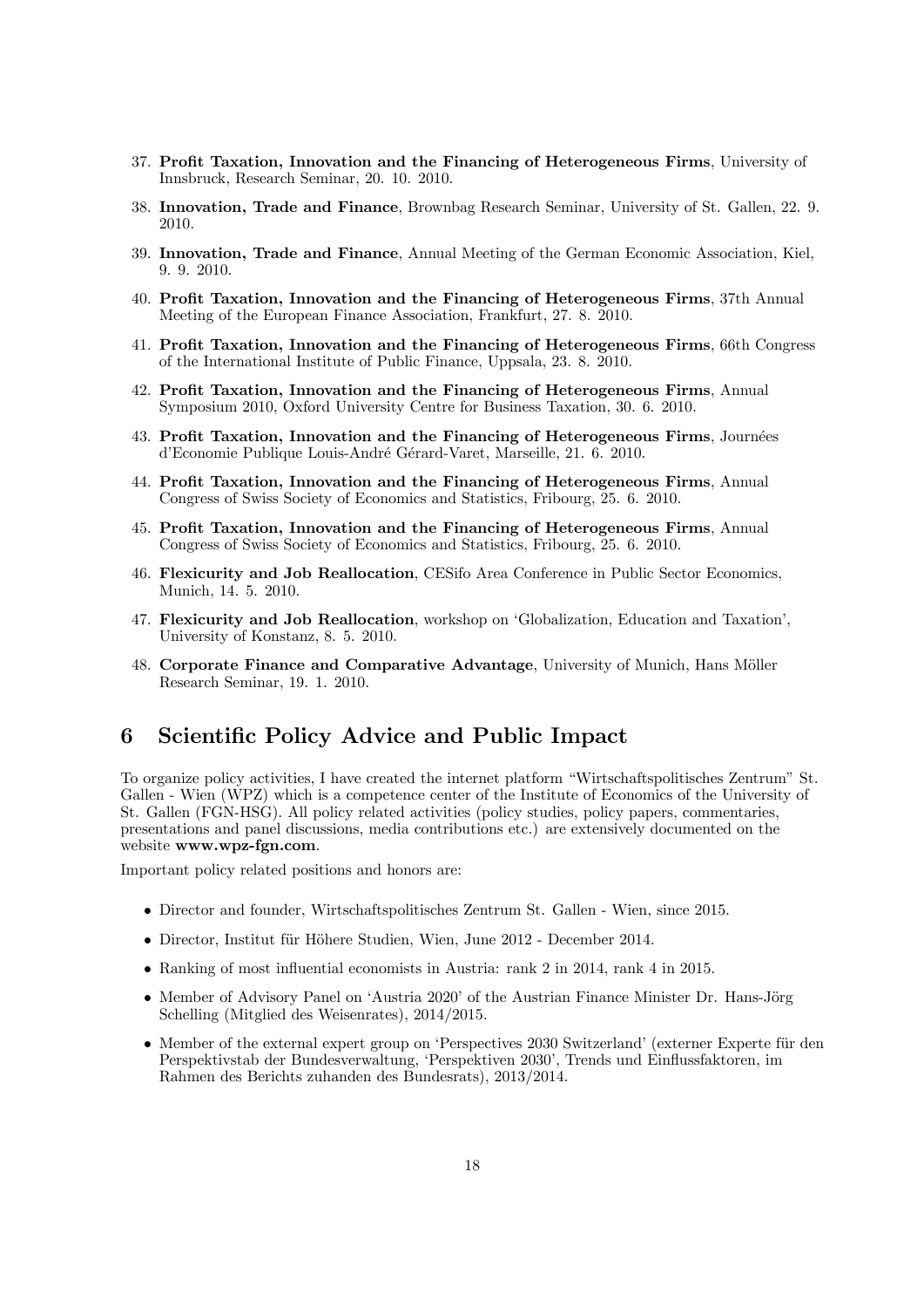37. **Profit Taxation, Innovation and the Financing of Heterogeneous Firms**, University of Innsbruck, Research Seminar, 20. 10. 2010.
38. **Innovation, Trade and Finance**, Brownbag Research Seminar, University of St. Gallen, 22. 9. 2010.
39. **Innovation, Trade and Finance**, Annual Meeting of the German Economic Association, Kiel, 9. 9. 2010.
40. **Profit Taxation, Innovation and the Financing of Heterogeneous Firms**, 37th Annual Meeting of the European Finance Association, Frankfurt, 27. 8. 2010.
41. **Profit Taxation, Innovation and the Financing of Heterogeneous Firms**, 66th Congress of the International Institute of Public Finance, Uppsala, 23. 8. 2010.
42. **Profit Taxation, Innovation and the Financing of Heterogeneous Firms**, Annual Symposium 2010, Oxford University Centre for Business Taxation, 30. 6. 2010.
43. **Profit Taxation, Innovation and the Financing of Heterogeneous Firms**, Journées d'Economie Publique Louis-André Gérard-Varet, Marseille, 21. 6. 2010.
44. **Profit Taxation, Innovation and the Financing of Heterogeneous Firms**, Annual Congress of Swiss Society of Economics and Statistics, Fribourg, 25. 6. 2010.
45. **Profit Taxation, Innovation and the Financing of Heterogeneous Firms**, Annual Congress of Swiss Society of Economics and Statistics, Fribourg, 25. 6. 2010.
46. **Flexicurity and Job Reallocation**, CESifo Area Conference in Public Sector Economics, Munich, 14. 5. 2010.
47. **Flexicurity and Job Reallocation**, workshop on 'Globalization, Education and Taxation', University of Konstanz, 8. 5. 2010.
48. **Corporate Finance and Comparative Advantage**, University of Munich, Hans Möller Research Seminar, 19. 1. 2010.

# 6 Scientific Policy Advice and Public Impact

To organize policy activities, I have created the internet platform "Wirtschaftspolitisches Zentrum" St. Gallen - Wien (WPZ) which is a competence center of the Institute of Economics of the University of St. Gallen (FGN-HSG). All policy related activities (policy studies, policy papers, commentaries, presentations and panel discussions, media contributions etc.) are extensively documented on the website **www.wpz-fgn.com**.

Important policy related positions and honors are:

- Director and founder, Wirtschaftspolitisches Zentrum St. Gallen - Wien, since 2015.
- Director, Institut für Höhere Studien, Wien, June 2012 - December 2014.
- Ranking of most influential economists in Austria: rank 2 in 2014, rank 4 in 2015.
- Member of Advisory Panel on 'Austria 2020' of the Austrian Finance Minister Dr. Hans-Jörg Schelling (Mitglied des Weisenrates), 2014/2015.
- Member of the external expert group on 'Perspectives 2030 Switzerland' (externer Experte für den Perspektivstab der Bundesverwaltung, 'Perspektiven 2030', Trends und Einflussfaktoren, im Rahmen des Berichts zuhanden des Bundesrats), 2013/2014.